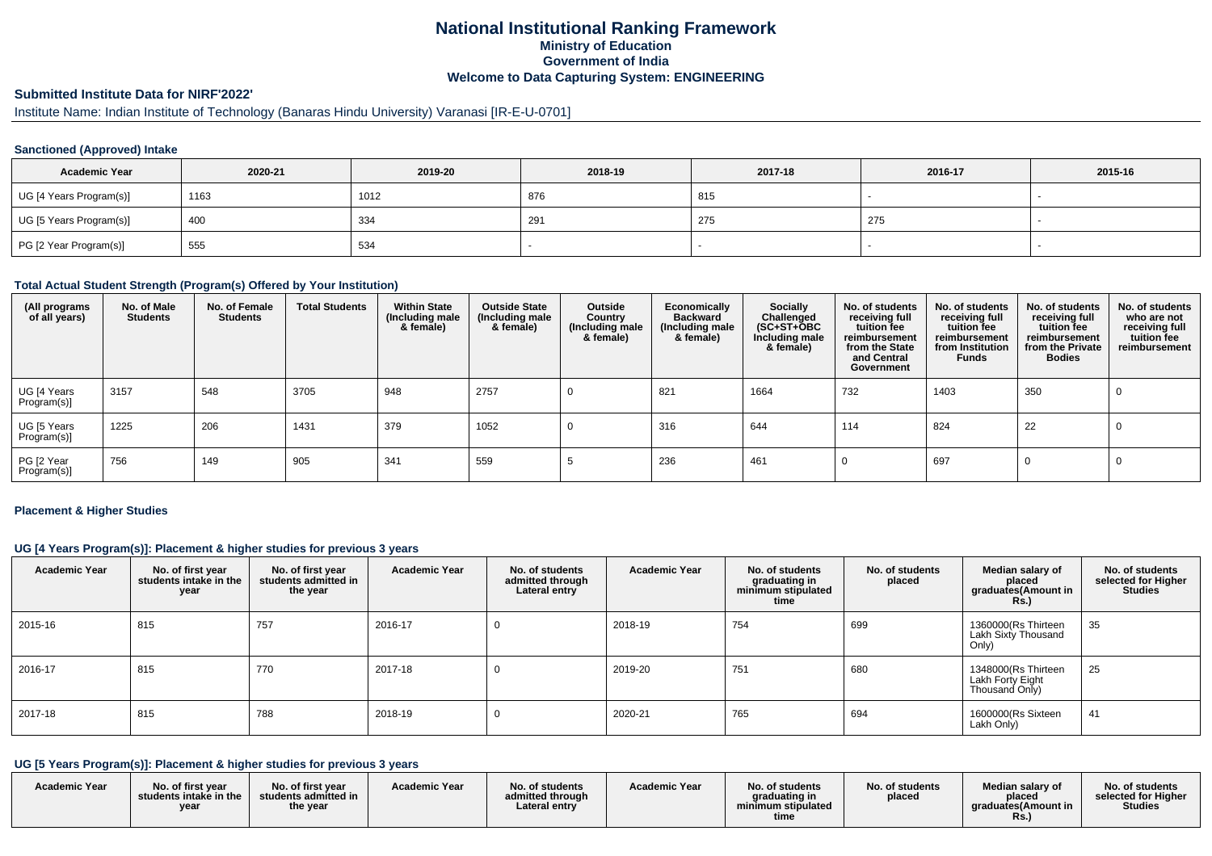# National Institutional Ranking Framework

**Ministry of Education**

**Government of India**

**Welcome to Data Capturing System: ENGINEERING**

## Submitted Institute Data for NIRF'2022'

Institute Name: Indian Institute of Technology (Banaras Hindu University) Varanasi [IR-E-U-0701]

### Sanctioned (Approved) Intake

| Academic Year | 2020-21 | 2019-20 | 2018-19 | 2017-18 | 2016-17 | 2015-16 |
|---|---|---|---|---|---|---|
| UG [4 Years Program(s)] | 1163 | 1012 | 876 | 815 | - | - |
| UG [5 Years Program(s)] | 400 | 334 | 291 | 275 | 275 | - |
| PG [2 Year Program(s)] | 555 | 534 | - | - | - | - |

### Total Actual Student Strength (Program(s) Offered by Your Institution)

| (All programs of all years) | No. of Male Students | No. of Female Students | Total Students | Within State (Including male & female) | Outside State (Including male & female) | Outside Country (Including male & female) | Economically Backward (Including male & female) | Socially Challenged (SC+ST+OBC Including male & female) | No. of students receiving full tuition fee reimbursement from the State and Central Government | No. of students receiving full tuition fee reimbursement from Institution Funds | No. of students receiving full tuition fee reimbursement from the Private Bodies | No. of students who are not receiving full tuition fee reimbursement |
|---|---|---|---|---|---|---|---|---|---|---|---|---|
| UG [4 Years Program(s)] | 3157 | 548 | 3705 | 948 | 2757 | 0 | 821 | 1664 | 732 | 1403 | 350 | 0 |
| UG [5 Years Program(s)] | 1225 | 206 | 1431 | 379 | 1052 | 0 | 316 | 644 | 114 | 824 | 22 | 0 |
| PG [2 Year Program(s)] | 756 | 149 | 905 | 341 | 559 | 5 | 236 | 461 | 0 | 697 | 0 | 0 |

### Placement & Higher Studies

#### UG [4 Years Program(s)]: Placement & higher studies for previous 3 years

| Academic Year | No. of first year students intake in the year | No. of first year students admitted in the year | Academic Year | No. of students admitted through Lateral entry | Academic Year | No. of students graduating in minimum stipulated time | No. of students placed | Median salary of placed graduates(Amount in Rs.) | No. of students selected for Higher Studies |
|---|---|---|---|---|---|---|---|---|---|
| 2015-16 | 815 | 757 | 2016-17 | 0 | 2018-19 | 754 | 699 | 1360000(Rs Thirteen Lakh Sixty Thousand Only) | 35 |
| 2016-17 | 815 | 770 | 2017-18 | 0 | 2019-20 | 751 | 680 | 1348000(Rs Thirteen Lakh Forty Eight Thousand Only) | 25 |
| 2017-18 | 815 | 788 | 2018-19 | 0 | 2020-21 | 765 | 694 | 1600000(Rs Sixteen Lakh Only) | 41 |

#### UG [5 Years Program(s)]: Placement & higher studies for previous 3 years

| Academic Year | No. of first year students intake in the year | No. of first year students admitted in the year | Academic Year | No. of students admitted through Lateral entry | Academic Year | No. of students graduating in minimum stipulated time | No. of students placed | Median salary of placed graduates(Amount in Rs.) | No. of students selected for Higher Studies |
|---|---|---|---|---|---|---|---|---|---|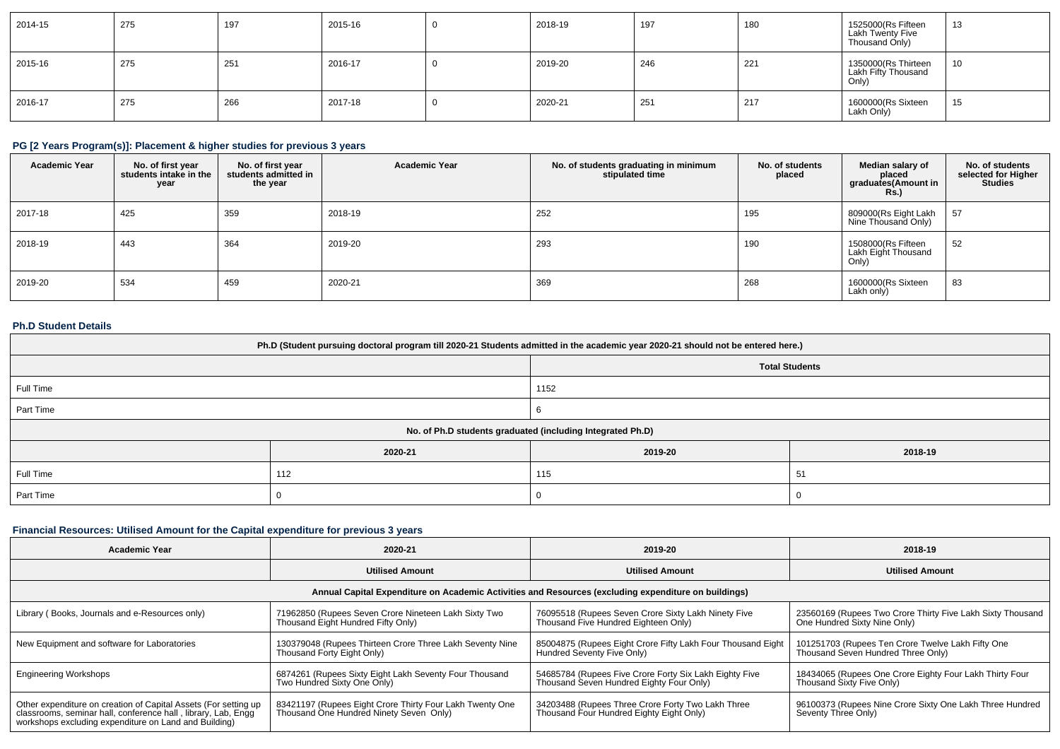| 2014-15 | 275 | 197 | 2015-16 | 0 | 2018-19 | 197 | 180 | 1525000(Rs Fifteen Lakh Twenty Five Thousand Only) | 13 |
|---|---|---|---|---|---|---|---|---|---|
| 2015-16 | 275 | 251 | 2016-17 | 0 | 2019-20 | 246 | 221 | 1350000(Rs Thirteen Lakh Fifty Thousand Only) | 10 |
| 2016-17 | 275 | 266 | 2017-18 | 0 | 2020-21 | 251 | 217 | 1600000(Rs Sixteen Lakh Only) | 15 |

### PG [2 Years Program(s)]: Placement & higher studies for previous 3 years

| Academic Year | No. of first year students intake in the year | No. of first year students admitted in the year | Academic Year | No. of students graduating in minimum stipulated time | No. of students placed | Median salary of placed graduates(Amount in Rs.) | No. of students selected for Higher Studies |
|---|---|---|---|---|---|---|---|
| 2017-18 | 425 | 359 | 2018-19 | 252 | 195 | 809000(Rs Eight Lakh Nine Thousand Only) | 57 |
| 2018-19 | 443 | 364 | 2019-20 | 293 | 190 | 1508000(Rs Fifteen Lakh Eight Thousand Only) | 52 |
| 2019-20 | 534 | 459 | 2020-21 | 369 | 268 | 1600000(Rs Sixteen Lakh only) | 83 |

### Ph.D Student Details

| Ph.D (Student pursuing doctoral program till 2020-21 Students admitted in the academic year 2020-21 should not be entered here.) | | |
|---|---|---|
| | Total Students | |
| Full Time | 1152 | |
| Part Time | 6 | |
| No. of Ph.D students graduated (including Integrated Ph.D) | | |
| | 2020-21 | 2019-20 | 2018-19 |
| Full Time | 112 | 115 | 51 |
| Part Time | 0 | 0 | 0 |

### Financial Resources: Utilised Amount for the Capital expenditure for previous 3 years

| Academic Year | 2020-21 | 2019-20 | 2018-19 |
|---|---|---|---|
| | Utilised Amount | Utilised Amount | Utilised Amount |
| Annual Capital Expenditure on Academic Activities and Resources (excluding expenditure on buildings) | | | |
| Library ( Books, Journals and e-Resources only) | 71962850 (Rupees Seven Crore Nineteen Lakh Sixty Two Thousand Eight Hundred Fifty Only) | 76095518 (Rupees Seven Crore Sixty Lakh Ninety Five Thousand Five Hundred Eighteen Only) | 23560169 (Rupees Two Crore Thirty Five Lakh Sixty Thousand One Hundred Sixty Nine Only) |
| New Equipment and software for Laboratories | 130379048 (Rupees Thirteen Crore Three Lakh Seventy Nine Thousand Forty Eight Only) | 85004875 (Rupees Eight Crore Fifty Lakh Four Thousand Eight Hundred Seventy Five Only) | 101251703 (Rupees Ten Crore Twelve Lakh Fifty One Thousand Seven Hundred Three Only) |
| Engineering Workshops | 6874261 (Rupees Sixty Eight Lakh Seventy Four Thousand Two Hundred Sixty One Only) | 54685784 (Rupees Five Crore Forty Six Lakh Eighty Five Thousand Seven Hundred Eighty Four Only) | 18434065 (Rupees One Crore Eighty Four Lakh Thirty Four Thousand Sixty Five Only) |
| Other expenditure on creation of Capital Assets (For setting up classrooms, seminar hall, conference hall , library, Lab, Engg workshops excluding expenditure on Land and Building) | 83421197 (Rupees Eight Crore Thirty Four Lakh Twenty One Thousand One Hundred Ninety Seven Only) | 34203488 (Rupees Three Crore Forty Two Lakh Three Thousand Four Hundred Eighty Eight Only) | 96100373 (Rupees Nine Crore Sixty One Lakh Three Hundred Seventy Three Only) |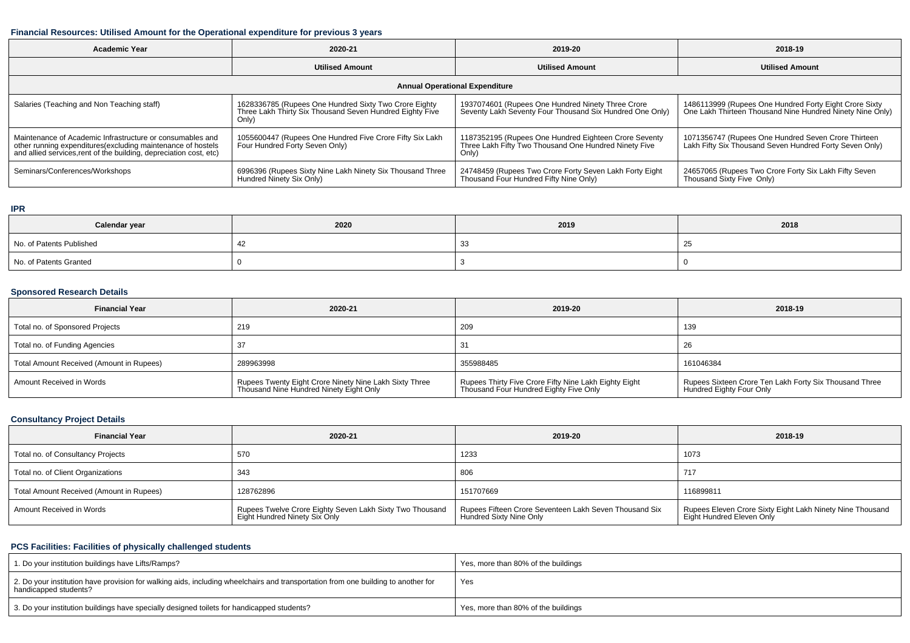### Financial Resources: Utilised Amount for the Operational expenditure for previous 3 years

| Academic Year | 2020-21 | 2019-20 | 2018-19 |
|---|---|---|---|
| | Utilised Amount | Utilised Amount | Utilised Amount |
| **Annual Operational Expenditure** | | | |
| Salaries (Teaching and Non Teaching staff) | 1628336785 (Rupees One Hundred Sixty Two Crore Eighty Three Lakh Thirty Six Thousand Seven Hundred Eighty Five Only) | 1937074601 (Rupees One Hundred Ninety Three Crore Seventy Lakh Seventy Four Thousand Six Hundred One Only) | 1486113999 (Rupees One Hundred Forty Eight Crore Sixty One Lakh Thirteen Thousand Nine Hundred Ninety Nine Only) |
| Maintenance of Academic Infrastructure or consumables and other running expenditures(excluding maintenance of hostels and allied services,rent of the building, depreciation cost, etc) | 1055600447 (Rupees One Hundred Five Crore Fifty Six Lakh Four Hundred Forty Seven Only) | 1187352195 (Rupees One Hundred Eighteen Crore Seventy Three Lakh Fifty Two Thousand One Hundred Ninety Five Only) | 1071356747 (Rupees One Hundred Seven Crore Thirteen Lakh Fifty Six Thousand Seven Hundred Forty Seven Only) |
| Seminars/Conferences/Workshops | 6996396 (Rupees Sixty Nine Lakh Ninety Six Thousand Three Hundred Ninety Six Only) | 24748459 (Rupees Two Crore Forty Seven Lakh Forty Eight Thousand Four Hundred Fifty Nine Only) | 24657065 (Rupees Two Crore Forty Six Lakh Fifty Seven Thousand Sixty Five Only) |

### IPR

| Calendar year | 2020 | 2019 | 2018 |
|---|---|---|---|
| No. of Patents Published | 42 | 33 | 25 |
| No. of Patents Granted | 0 | 3 | 0 |

### Sponsored Research Details

| Financial Year | 2020-21 | 2019-20 | 2018-19 |
|---|---|---|---|
| Total no. of Sponsored Projects | 219 | 209 | 139 |
| Total no. of Funding Agencies | 37 | 31 | 26 |
| Total Amount Received (Amount in Rupees) | 289963998 | 355988485 | 161046384 |
| Amount Received in Words | Rupees Twenty Eight Crore Ninety Nine Lakh Sixty Three Thousand Nine Hundred Ninety Eight Only | Rupees Thirty Five Crore Fifty Nine Lakh Eighty Eight Thousand Four Hundred Eighty Five Only | Rupees Sixteen Crore Ten Lakh Forty Six Thousand Three Hundred Eighty Four Only |

### Consultancy Project Details

| Financial Year | 2020-21 | 2019-20 | 2018-19 |
|---|---|---|---|
| Total no. of Consultancy Projects | 570 | 1233 | 1073 |
| Total no. of Client Organizations | 343 | 806 | 717 |
| Total Amount Received (Amount in Rupees) | 128762896 | 151707669 | 116899811 |
| Amount Received in Words | Rupees Twelve Crore Eighty Seven Lakh Sixty Two Thousand Eight Hundred Ninety Six Only | Rupees Fifteen Crore Seventeen Lakh Seven Thousand Six Hundred Sixty Nine Only | Rupees Eleven Crore Sixty Eight Lakh Ninety Nine Thousand Eight Hundred Eleven Only |

### PCS Facilities: Facilities of physically challenged students

| | |
|---|---|
| 1. Do your institution buildings have Lifts/Ramps? | Yes, more than 80% of the buildings |
| 2. Do your institution have provision for walking aids, including wheelchairs and transportation from one building to another for handicapped students? | Yes |
| 3. Do your institution buildings have specially designed toilets for handicapped students? | Yes, more than 80% of the buildings |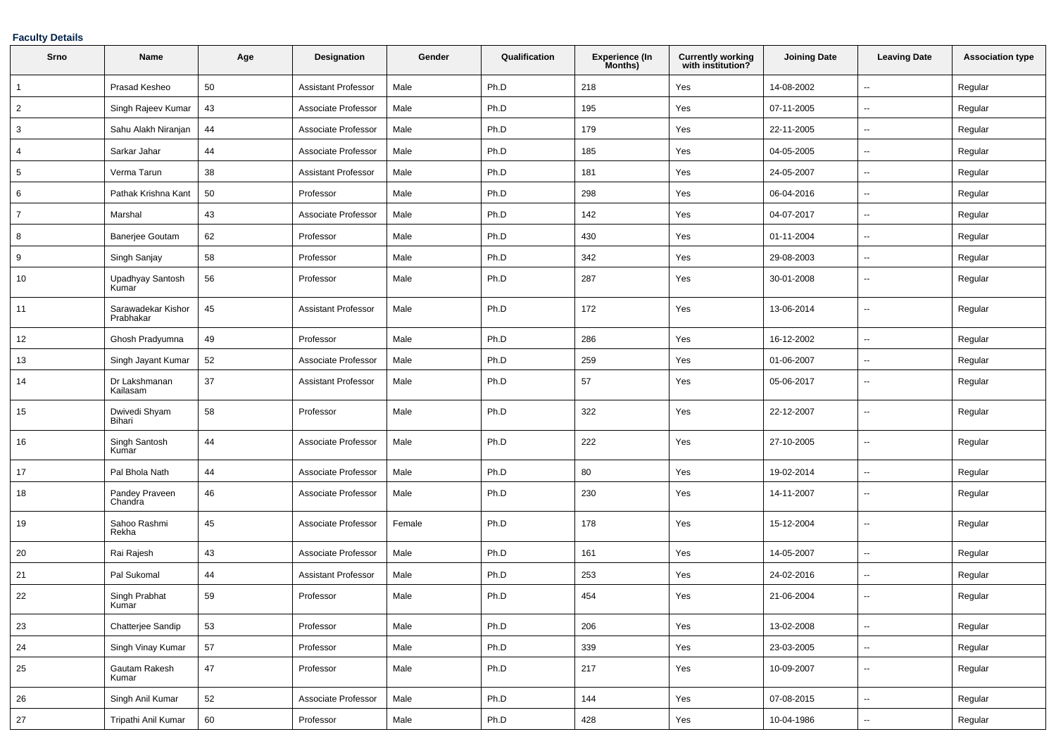**Faculty Details**

| Srno | Name | Age | Designation | Gender | Qualification | Experience (In Months) | Currently working with institution? | Joining Date | Leaving Date | Association type |
|---|---|---|---|---|---|---|---|---|---|---|
| 1 | Prasad Kesheo | 50 | Assistant Professor | Male | Ph.D | 218 | Yes | 14-08-2002 | -- | Regular |
| 2 | Singh Rajeev Kumar | 43 | Associate Professor | Male | Ph.D | 195 | Yes | 07-11-2005 | -- | Regular |
| 3 | Sahu Alakh Niranjan | 44 | Associate Professor | Male | Ph.D | 179 | Yes | 22-11-2005 | -- | Regular |
| 4 | Sarkar Jahar | 44 | Associate Professor | Male | Ph.D | 185 | Yes | 04-05-2005 | -- | Regular |
| 5 | Verma Tarun | 38 | Assistant Professor | Male | Ph.D | 181 | Yes | 24-05-2007 | -- | Regular |
| 6 | Pathak Krishna Kant | 50 | Professor | Male | Ph.D | 298 | Yes | 06-04-2016 | -- | Regular |
| 7 | Marshal | 43 | Associate Professor | Male | Ph.D | 142 | Yes | 04-07-2017 | -- | Regular |
| 8 | Banerjee Goutam | 62 | Professor | Male | Ph.D | 430 | Yes | 01-11-2004 | -- | Regular |
| 9 | Singh Sanjay | 58 | Professor | Male | Ph.D | 342 | Yes | 29-08-2003 | -- | Regular |
| 10 | Upadhyay Santosh Kumar | 56 | Professor | Male | Ph.D | 287 | Yes | 30-01-2008 | -- | Regular |
| 11 | Sarawadekar Kishor Prabhakar | 45 | Assistant Professor | Male | Ph.D | 172 | Yes | 13-06-2014 | -- | Regular |
| 12 | Ghosh Pradyumna | 49 | Professor | Male | Ph.D | 286 | Yes | 16-12-2002 | -- | Regular |
| 13 | Singh Jayant Kumar | 52 | Associate Professor | Male | Ph.D | 259 | Yes | 01-06-2007 | -- | Regular |
| 14 | Dr Lakshmanan Kailasam | 37 | Assistant Professor | Male | Ph.D | 57 | Yes | 05-06-2017 | -- | Regular |
| 15 | Dwivedi Shyam Bihari | 58 | Professor | Male | Ph.D | 322 | Yes | 22-12-2007 | -- | Regular |
| 16 | Singh Santosh Kumar | 44 | Associate Professor | Male | Ph.D | 222 | Yes | 27-10-2005 | -- | Regular |
| 17 | Pal Bhola Nath | 44 | Associate Professor | Male | Ph.D | 80 | Yes | 19-02-2014 | -- | Regular |
| 18 | Pandey Praveen Chandra | 46 | Associate Professor | Male | Ph.D | 230 | Yes | 14-11-2007 | -- | Regular |
| 19 | Sahoo Rashmi Rekha | 45 | Associate Professor | Female | Ph.D | 178 | Yes | 15-12-2004 | -- | Regular |
| 20 | Rai Rajesh | 43 | Associate Professor | Male | Ph.D | 161 | Yes | 14-05-2007 | -- | Regular |
| 21 | Pal Sukomal | 44 | Assistant Professor | Male | Ph.D | 253 | Yes | 24-02-2016 | -- | Regular |
| 22 | Singh Prabhat Kumar | 59 | Professor | Male | Ph.D | 454 | Yes | 21-06-2004 | -- | Regular |
| 23 | Chatterjee Sandip | 53 | Professor | Male | Ph.D | 206 | Yes | 13-02-2008 | -- | Regular |
| 24 | Singh Vinay Kumar | 57 | Professor | Male | Ph.D | 339 | Yes | 23-03-2005 | -- | Regular |
| 25 | Gautam Rakesh Kumar | 47 | Professor | Male | Ph.D | 217 | Yes | 10-09-2007 | -- | Regular |
| 26 | Singh Anil Kumar | 52 | Associate Professor | Male | Ph.D | 144 | Yes | 07-08-2015 | -- | Regular |
| 27 | Tripathi Anil Kumar | 60 | Professor | Male | Ph.D | 428 | Yes | 10-04-1986 | -- | Regular |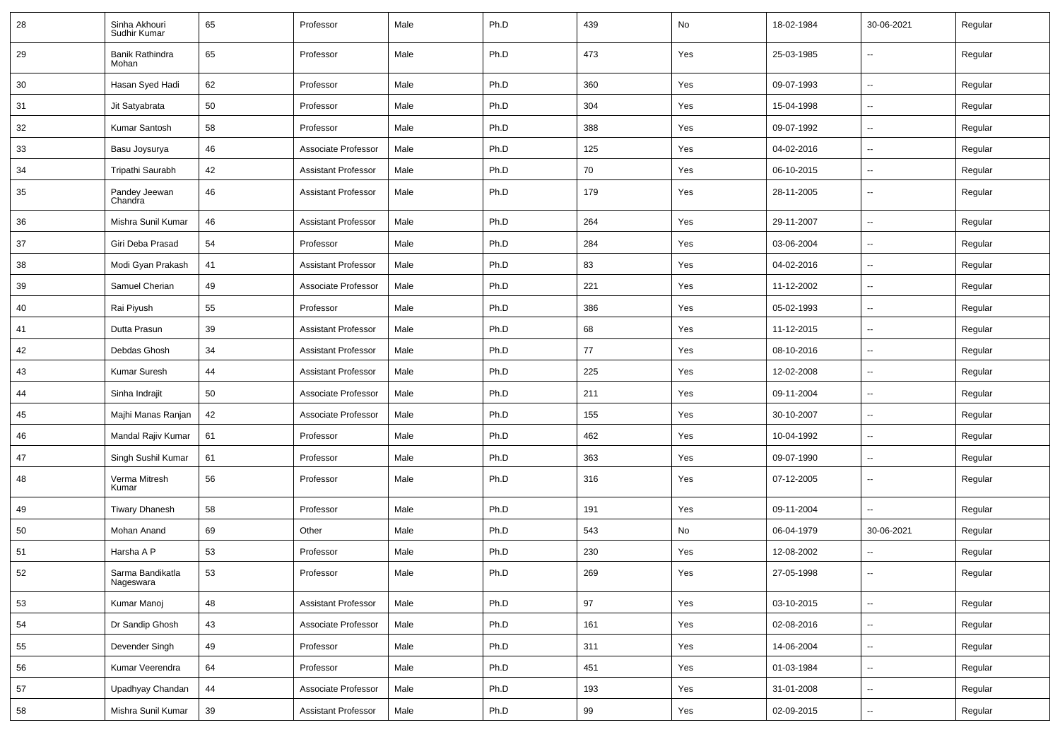| 28 | Sinha Akhouri Sudhir Kumar | 65 | Professor | Male | Ph.D | 439 | No | 18-02-1984 | 30-06-2021 | Regular |
|---|---|---|---|---|---|---|---|---|---|---|
| 29 | Banik Rathindra Mohan | 65 | Professor | Male | Ph.D | 473 | Yes | 25-03-1985 | -- | Regular |
| 30 | Hasan Syed Hadi | 62 | Professor | Male | Ph.D | 360 | Yes | 09-07-1993 | -- | Regular |
| 31 | Jit Satyabrata | 50 | Professor | Male | Ph.D | 304 | Yes | 15-04-1998 | -- | Regular |
| 32 | Kumar Santosh | 58 | Professor | Male | Ph.D | 388 | Yes | 09-07-1992 | -- | Regular |
| 33 | Basu Joysurya | 46 | Associate Professor | Male | Ph.D | 125 | Yes | 04-02-2016 | -- | Regular |
| 34 | Tripathi Saurabh | 42 | Assistant Professor | Male | Ph.D | 70 | Yes | 06-10-2015 | -- | Regular |
| 35 | Pandey Jeewan Chandra | 46 | Assistant Professor | Male | Ph.D | 179 | Yes | 28-11-2005 | -- | Regular |
| 36 | Mishra Sunil Kumar | 46 | Assistant Professor | Male | Ph.D | 264 | Yes | 29-11-2007 | -- | Regular |
| 37 | Giri Deba Prasad | 54 | Professor | Male | Ph.D | 284 | Yes | 03-06-2004 | -- | Regular |
| 38 | Modi Gyan Prakash | 41 | Assistant Professor | Male | Ph.D | 83 | Yes | 04-02-2016 | -- | Regular |
| 39 | Samuel Cherian | 49 | Associate Professor | Male | Ph.D | 221 | Yes | 11-12-2002 | -- | Regular |
| 40 | Rai Piyush | 55 | Professor | Male | Ph.D | 386 | Yes | 05-02-1993 | -- | Regular |
| 41 | Dutta Prasun | 39 | Assistant Professor | Male | Ph.D | 68 | Yes | 11-12-2015 | -- | Regular |
| 42 | Debdas Ghosh | 34 | Assistant Professor | Male | Ph.D | 77 | Yes | 08-10-2016 | -- | Regular |
| 43 | Kumar Suresh | 44 | Assistant Professor | Male | Ph.D | 225 | Yes | 12-02-2008 | -- | Regular |
| 44 | Sinha Indrajit | 50 | Associate Professor | Male | Ph.D | 211 | Yes | 09-11-2004 | -- | Regular |
| 45 | Majhi Manas Ranjan | 42 | Associate Professor | Male | Ph.D | 155 | Yes | 30-10-2007 | -- | Regular |
| 46 | Mandal Rajiv Kumar | 61 | Professor | Male | Ph.D | 462 | Yes | 10-04-1992 | -- | Regular |
| 47 | Singh Sushil Kumar | 61 | Professor | Male | Ph.D | 363 | Yes | 09-07-1990 | -- | Regular |
| 48 | Verma Mitresh Kumar | 56 | Professor | Male | Ph.D | 316 | Yes | 07-12-2005 | -- | Regular |
| 49 | Tiwary Dhanesh | 58 | Professor | Male | Ph.D | 191 | Yes | 09-11-2004 | -- | Regular |
| 50 | Mohan Anand | 69 | Other | Male | Ph.D | 543 | No | 06-04-1979 | 30-06-2021 | Regular |
| 51 | Harsha A P | 53 | Professor | Male | Ph.D | 230 | Yes | 12-08-2002 | -- | Regular |
| 52 | Sarma Bandikatla Nageswara | 53 | Professor | Male | Ph.D | 269 | Yes | 27-05-1998 | -- | Regular |
| 53 | Kumar Manoj | 48 | Assistant Professor | Male | Ph.D | 97 | Yes | 03-10-2015 | -- | Regular |
| 54 | Dr Sandip Ghosh | 43 | Associate Professor | Male | Ph.D | 161 | Yes | 02-08-2016 | -- | Regular |
| 55 | Devender Singh | 49 | Professor | Male | Ph.D | 311 | Yes | 14-06-2004 | -- | Regular |
| 56 | Kumar Veerendra | 64 | Professor | Male | Ph.D | 451 | Yes | 01-03-1984 | -- | Regular |
| 57 | Upadhyay Chandan | 44 | Associate Professor | Male | Ph.D | 193 | Yes | 31-01-2008 | -- | Regular |
| 58 | Mishra Sunil Kumar | 39 | Assistant Professor | Male | Ph.D | 99 | Yes | 02-09-2015 | -- | Regular |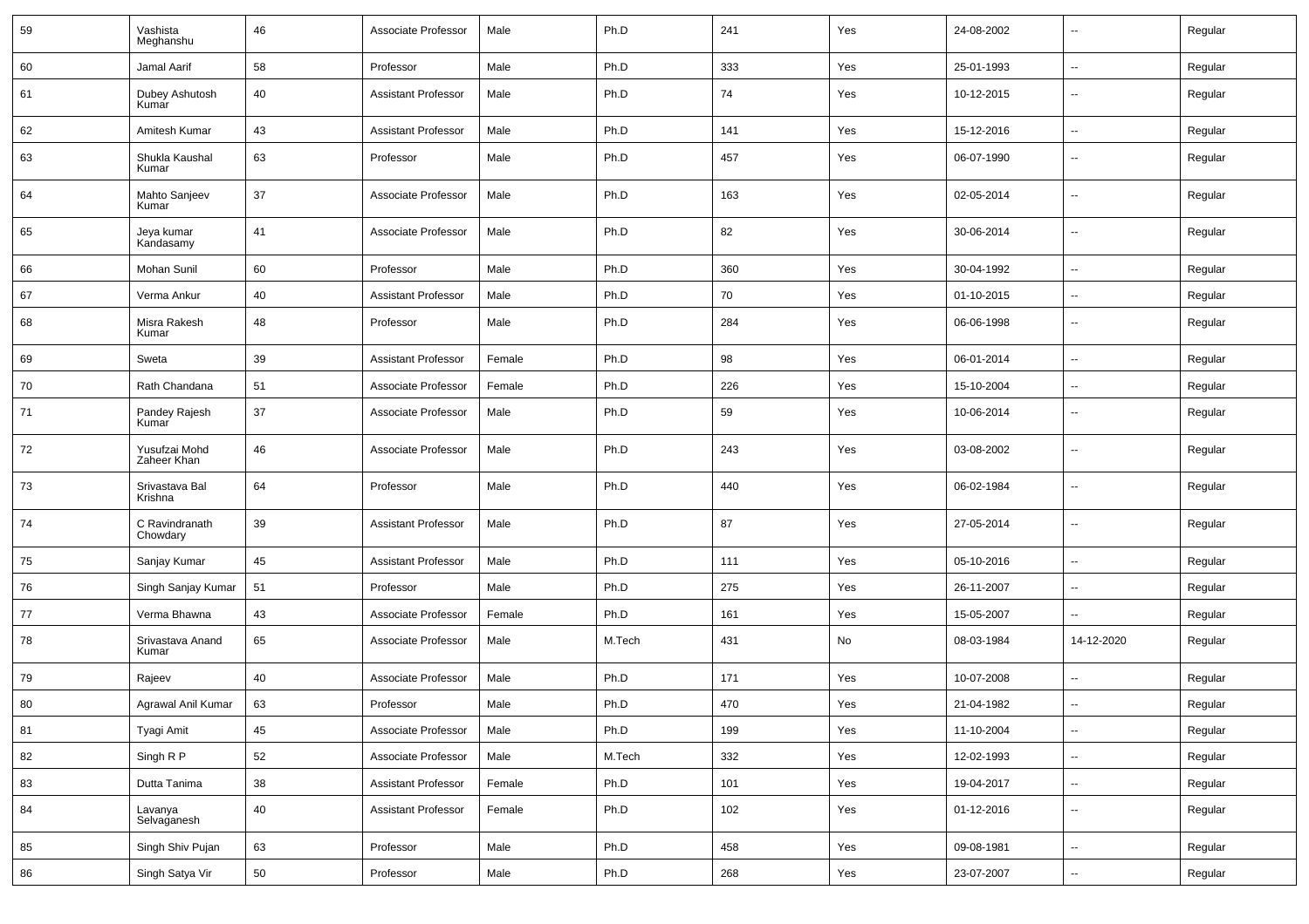| 59 | Vashista Meghanshu | 46 | Associate Professor | Male | Ph.D | 241 | Yes | 24-08-2002 | -- | Regular |
|---|---|---|---|---|---|---|---|---|---|---|
| 60 | Jamal Aarif | 58 | Professor | Male | Ph.D | 333 | Yes | 25-01-1993 | -- | Regular |
| 61 | Dubey Ashutosh Kumar | 40 | Assistant Professor | Male | Ph.D | 74 | Yes | 10-12-2015 | -- | Regular |
| 62 | Amitesh Kumar | 43 | Assistant Professor | Male | Ph.D | 141 | Yes | 15-12-2016 | -- | Regular |
| 63 | Shukla Kaushal Kumar | 63 | Professor | Male | Ph.D | 457 | Yes | 06-07-1990 | -- | Regular |
| 64 | Mahto Sanjeev Kumar | 37 | Associate Professor | Male | Ph.D | 163 | Yes | 02-05-2014 | -- | Regular |
| 65 | Jeya kumar Kandasamy | 41 | Associate Professor | Male | Ph.D | 82 | Yes | 30-06-2014 | -- | Regular |
| 66 | Mohan Sunil | 60 | Professor | Male | Ph.D | 360 | Yes | 30-04-1992 | -- | Regular |
| 67 | Verma Ankur | 40 | Assistant Professor | Male | Ph.D | 70 | Yes | 01-10-2015 | -- | Regular |
| 68 | Misra Rakesh Kumar | 48 | Professor | Male | Ph.D | 284 | Yes | 06-06-1998 | -- | Regular |
| 69 | Sweta | 39 | Assistant Professor | Female | Ph.D | 98 | Yes | 06-01-2014 | -- | Regular |
| 70 | Rath Chandana | 51 | Associate Professor | Female | Ph.D | 226 | Yes | 15-10-2004 | -- | Regular |
| 71 | Pandey Rajesh Kumar | 37 | Associate Professor | Male | Ph.D | 59 | Yes | 10-06-2014 | -- | Regular |
| 72 | Yusufzai Mohd Zaheer Khan | 46 | Associate Professor | Male | Ph.D | 243 | Yes | 03-08-2002 | -- | Regular |
| 73 | Srivastava Bal Krishna | 64 | Professor | Male | Ph.D | 440 | Yes | 06-02-1984 | -- | Regular |
| 74 | C Ravindranath Chowdary | 39 | Assistant Professor | Male | Ph.D | 87 | Yes | 27-05-2014 | -- | Regular |
| 75 | Sanjay Kumar | 45 | Assistant Professor | Male | Ph.D | 111 | Yes | 05-10-2016 | -- | Regular |
| 76 | Singh Sanjay Kumar | 51 | Professor | Male | Ph.D | 275 | Yes | 26-11-2007 | -- | Regular |
| 77 | Verma Bhawna | 43 | Associate Professor | Female | Ph.D | 161 | Yes | 15-05-2007 | -- | Regular |
| 78 | Srivastava Anand Kumar | 65 | Associate Professor | Male | M.Tech | 431 | No | 08-03-1984 | 14-12-2020 | Regular |
| 79 | Rajeev | 40 | Associate Professor | Male | Ph.D | 171 | Yes | 10-07-2008 | -- | Regular |
| 80 | Agrawal Anil Kumar | 63 | Professor | Male | Ph.D | 470 | Yes | 21-04-1982 | -- | Regular |
| 81 | Tyagi Amit | 45 | Associate Professor | Male | Ph.D | 199 | Yes | 11-10-2004 | -- | Regular |
| 82 | Singh R P | 52 | Associate Professor | Male | M.Tech | 332 | Yes | 12-02-1993 | -- | Regular |
| 83 | Dutta Tanima | 38 | Assistant Professor | Female | Ph.D | 101 | Yes | 19-04-2017 | -- | Regular |
| 84 | Lavanya Selvaganesh | 40 | Assistant Professor | Female | Ph.D | 102 | Yes | 01-12-2016 | -- | Regular |
| 85 | Singh Shiv Pujan | 63 | Professor | Male | Ph.D | 458 | Yes | 09-08-1981 | -- | Regular |
| 86 | Singh Satya Vir | 50 | Professor | Male | Ph.D | 268 | Yes | 23-07-2007 | -- | Regular |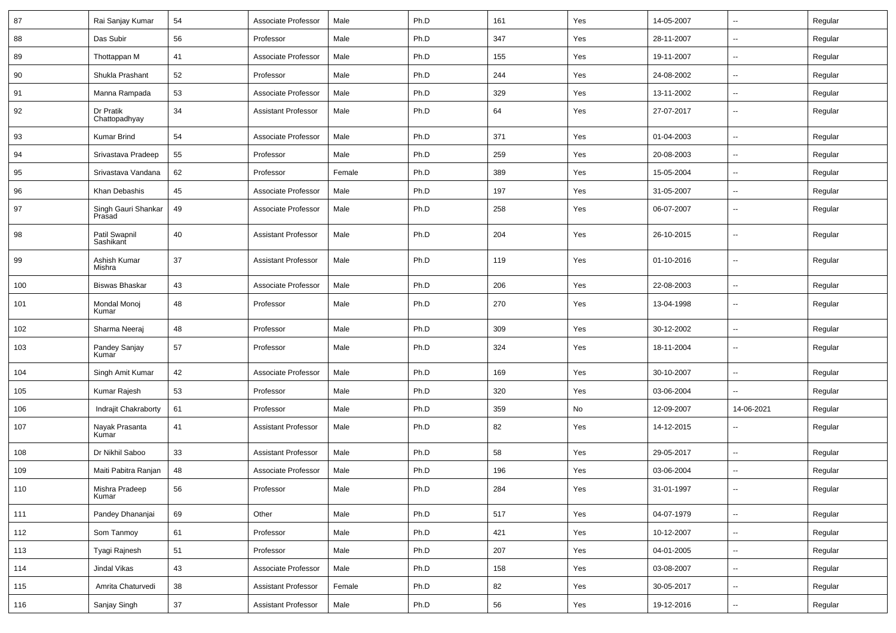| 87 | Rai Sanjay Kumar | 54 | Associate Professor | Male | Ph.D | 161 | Yes | 14-05-2007 | -- | Regular |
|---|---|---|---|---|---|---|---|---|---|---|
| 88 | Das Subir | 56 | Professor | Male | Ph.D | 347 | Yes | 28-11-2007 | -- | Regular |
| 89 | Thottappan M | 41 | Associate Professor | Male | Ph.D | 155 | Yes | 19-11-2007 | -- | Regular |
| 90 | Shukla Prashant | 52 | Professor | Male | Ph.D | 244 | Yes | 24-08-2002 | -- | Regular |
| 91 | Manna Rampada | 53 | Associate Professor | Male | Ph.D | 329 | Yes | 13-11-2002 | -- | Regular |
| 92 | Dr Pratik Chattopadhyay | 34 | Assistant Professor | Male | Ph.D | 64 | Yes | 27-07-2017 | -- | Regular |
| 93 | Kumar Brind | 54 | Associate Professor | Male | Ph.D | 371 | Yes | 01-04-2003 | -- | Regular |
| 94 | Srivastava Pradeep | 55 | Professor | Male | Ph.D | 259 | Yes | 20-08-2003 | -- | Regular |
| 95 | Srivastava Vandana | 62 | Professor | Female | Ph.D | 389 | Yes | 15-05-2004 | -- | Regular |
| 96 | Khan Debashis | 45 | Associate Professor | Male | Ph.D | 197 | Yes | 31-05-2007 | -- | Regular |
| 97 | Singh Gauri Shankar Prasad | 49 | Associate Professor | Male | Ph.D | 258 | Yes | 06-07-2007 | -- | Regular |
| 98 | Patil Swapnil Sashikant | 40 | Assistant Professor | Male | Ph.D | 204 | Yes | 26-10-2015 | -- | Regular |
| 99 | Ashish Kumar Mishra | 37 | Assistant Professor | Male | Ph.D | 119 | Yes | 01-10-2016 | -- | Regular |
| 100 | Biswas Bhaskar | 43 | Associate Professor | Male | Ph.D | 206 | Yes | 22-08-2003 | -- | Regular |
| 101 | Mondal Monoj Kumar | 48 | Professor | Male | Ph.D | 270 | Yes | 13-04-1998 | -- | Regular |
| 102 | Sharma Neeraj | 48 | Professor | Male | Ph.D | 309 | Yes | 30-12-2002 | -- | Regular |
| 103 | Pandey Sanjay Kumar | 57 | Professor | Male | Ph.D | 324 | Yes | 18-11-2004 | -- | Regular |
| 104 | Singh Amit Kumar | 42 | Associate Professor | Male | Ph.D | 169 | Yes | 30-10-2007 | -- | Regular |
| 105 | Kumar Rajesh | 53 | Professor | Male | Ph.D | 320 | Yes | 03-06-2004 | -- | Regular |
| 106 | Indrajit Chakraborty | 61 | Professor | Male | Ph.D | 359 | No | 12-09-2007 | 14-06-2021 | Regular |
| 107 | Nayak Prasanta Kumar | 41 | Assistant Professor | Male | Ph.D | 82 | Yes | 14-12-2015 | -- | Regular |
| 108 | Dr Nikhil Saboo | 33 | Assistant Professor | Male | Ph.D | 58 | Yes | 29-05-2017 | -- | Regular |
| 109 | Maiti Pabitra Ranjan | 48 | Associate Professor | Male | Ph.D | 196 | Yes | 03-06-2004 | -- | Regular |
| 110 | Mishra Pradeep Kumar | 56 | Professor | Male | Ph.D | 284 | Yes | 31-01-1997 | -- | Regular |
| 111 | Pandey Dhananjai | 69 | Other | Male | Ph.D | 517 | Yes | 04-07-1979 | -- | Regular |
| 112 | Som Tanmoy | 61 | Professor | Male | Ph.D | 421 | Yes | 10-12-2007 | -- | Regular |
| 113 | Tyagi Rajnesh | 51 | Professor | Male | Ph.D | 207 | Yes | 04-01-2005 | -- | Regular |
| 114 | Jindal Vikas | 43 | Associate Professor | Male | Ph.D | 158 | Yes | 03-08-2007 | -- | Regular |
| 115 | Amrita Chaturvedi | 38 | Assistant Professor | Female | Ph.D | 82 | Yes | 30-05-2017 | -- | Regular |
| 116 | Sanjay Singh | 37 | Assistant Professor | Male | Ph.D | 56 | Yes | 19-12-2016 | -- | Regular |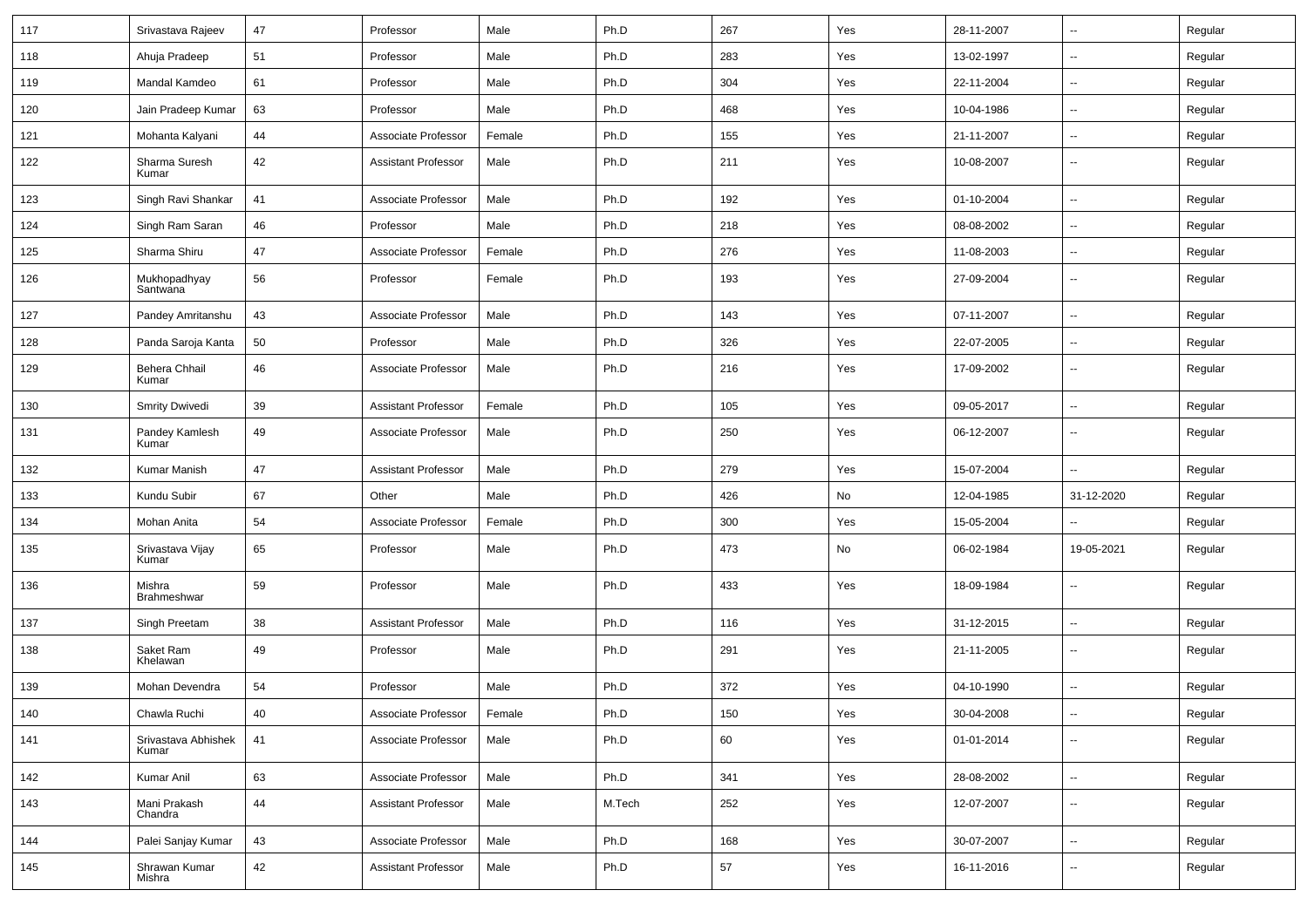| 117 | Srivastava Rajeev | 47 | Professor | Male | Ph.D | 267 | Yes | 28-11-2007 | -- | Regular |
|---|---|---|---|---|---|---|---|---|---|---|
| 118 | Ahuja Pradeep | 51 | Professor | Male | Ph.D | 283 | Yes | 13-02-1997 | -- | Regular |
| 119 | Mandal Kamdeo | 61 | Professor | Male | Ph.D | 304 | Yes | 22-11-2004 | -- | Regular |
| 120 | Jain Pradeep Kumar | 63 | Professor | Male | Ph.D | 468 | Yes | 10-04-1986 | -- | Regular |
| 121 | Mohanta Kalyani | 44 | Associate Professor | Female | Ph.D | 155 | Yes | 21-11-2007 | -- | Regular |
| 122 | Sharma Suresh Kumar | 42 | Assistant Professor | Male | Ph.D | 211 | Yes | 10-08-2007 | -- | Regular |
| 123 | Singh Ravi Shankar | 41 | Associate Professor | Male | Ph.D | 192 | Yes | 01-10-2004 | -- | Regular |
| 124 | Singh Ram Saran | 46 | Professor | Male | Ph.D | 218 | Yes | 08-08-2002 | -- | Regular |
| 125 | Sharma Shiru | 47 | Associate Professor | Female | Ph.D | 276 | Yes | 11-08-2003 | -- | Regular |
| 126 | Mukhopadhyay Santwana | 56 | Professor | Female | Ph.D | 193 | Yes | 27-09-2004 | -- | Regular |
| 127 | Pandey Amritanshu | 43 | Associate Professor | Male | Ph.D | 143 | Yes | 07-11-2007 | -- | Regular |
| 128 | Panda Saroja Kanta | 50 | Professor | Male | Ph.D | 326 | Yes | 22-07-2005 | -- | Regular |
| 129 | Behera Chhail Kumar | 46 | Associate Professor | Male | Ph.D | 216 | Yes | 17-09-2002 | -- | Regular |
| 130 | Smrity Dwivedi | 39 | Assistant Professor | Female | Ph.D | 105 | Yes | 09-05-2017 | -- | Regular |
| 131 | Pandey Kamlesh Kumar | 49 | Associate Professor | Male | Ph.D | 250 | Yes | 06-12-2007 | -- | Regular |
| 132 | Kumar Manish | 47 | Assistant Professor | Male | Ph.D | 279 | Yes | 15-07-2004 | -- | Regular |
| 133 | Kundu Subir | 67 | Other | Male | Ph.D | 426 | No | 12-04-1985 | 31-12-2020 | Regular |
| 134 | Mohan Anita | 54 | Associate Professor | Female | Ph.D | 300 | Yes | 15-05-2004 | -- | Regular |
| 135 | Srivastava Vijay Kumar | 65 | Professor | Male | Ph.D | 473 | No | 06-02-1984 | 19-05-2021 | Regular |
| 136 | Mishra Brahmeshwar | 59 | Professor | Male | Ph.D | 433 | Yes | 18-09-1984 | -- | Regular |
| 137 | Singh Preetam | 38 | Assistant Professor | Male | Ph.D | 116 | Yes | 31-12-2015 | -- | Regular |
| 138 | Saket Ram Khelawan | 49 | Professor | Male | Ph.D | 291 | Yes | 21-11-2005 | -- | Regular |
| 139 | Mohan Devendra | 54 | Professor | Male | Ph.D | 372 | Yes | 04-10-1990 | -- | Regular |
| 140 | Chawla Ruchi | 40 | Associate Professor | Female | Ph.D | 150 | Yes | 30-04-2008 | -- | Regular |
| 141 | Srivastava Abhishek Kumar | 41 | Associate Professor | Male | Ph.D | 60 | Yes | 01-01-2014 | -- | Regular |
| 142 | Kumar Anil | 63 | Associate Professor | Male | Ph.D | 341 | Yes | 28-08-2002 | -- | Regular |
| 143 | Mani Prakash Chandra | 44 | Assistant Professor | Male | M.Tech | 252 | Yes | 12-07-2007 | -- | Regular |
| 144 | Palei Sanjay Kumar | 43 | Associate Professor | Male | Ph.D | 168 | Yes | 30-07-2007 | -- | Regular |
| 145 | Shrawan Kumar Mishra | 42 | Assistant Professor | Male | Ph.D | 57 | Yes | 16-11-2016 | -- | Regular |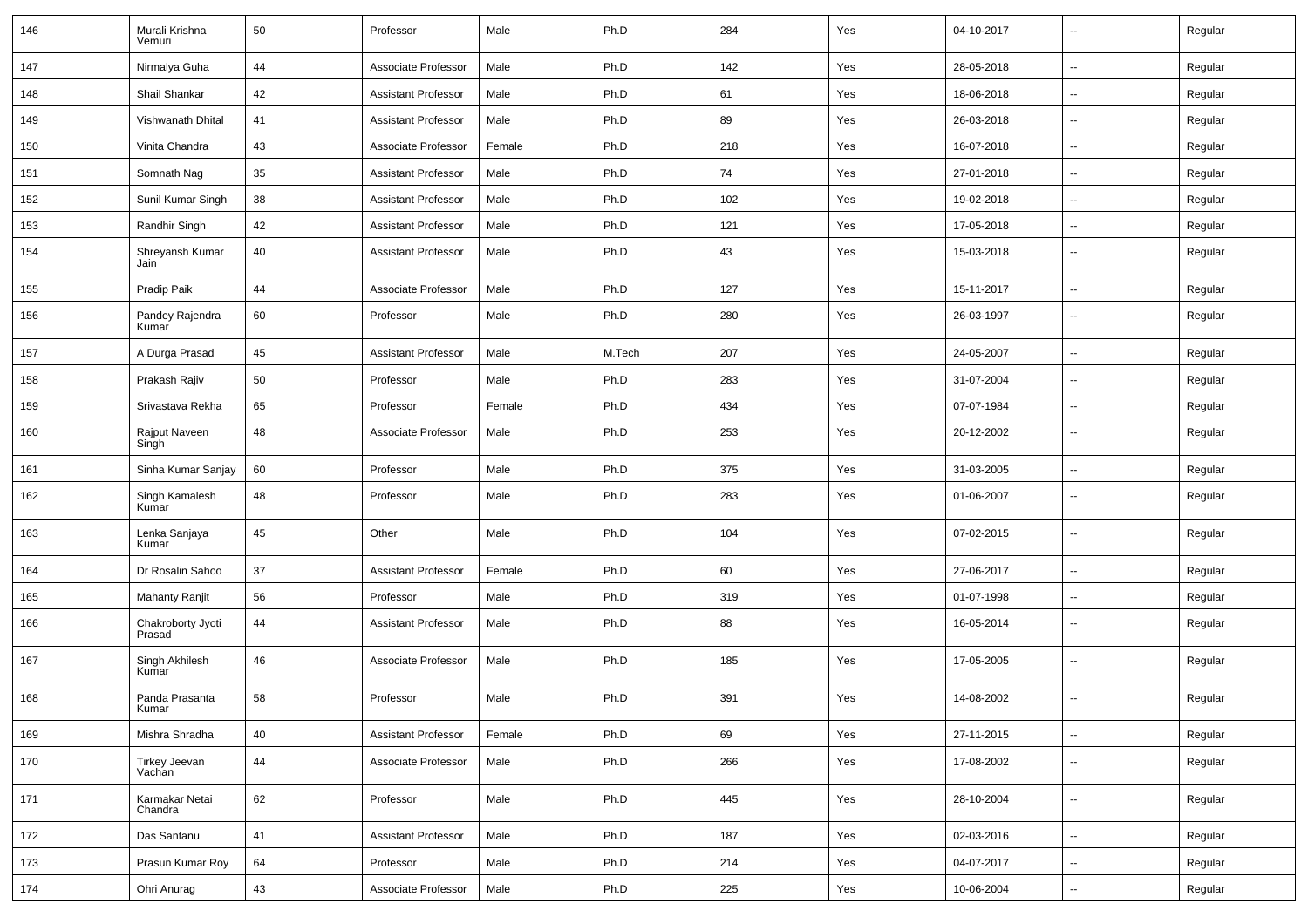| | | | | | | | | | | |
|---|---|---|---|---|---|---|---|---|---|---|
| 146 | Murali Krishna Vemuri | 50 | Professor | Male | Ph.D | 284 | Yes | 04-10-2017 | -- | Regular |
| 147 | Nirmalya Guha | 44 | Associate Professor | Male | Ph.D | 142 | Yes | 28-05-2018 | -- | Regular |
| 148 | Shail Shankar | 42 | Assistant Professor | Male | Ph.D | 61 | Yes | 18-06-2018 | -- | Regular |
| 149 | Vishwanath Dhital | 41 | Assistant Professor | Male | Ph.D | 89 | Yes | 26-03-2018 | -- | Regular |
| 150 | Vinita Chandra | 43 | Associate Professor | Female | Ph.D | 218 | Yes | 16-07-2018 | -- | Regular |
| 151 | Somnath Nag | 35 | Assistant Professor | Male | Ph.D | 74 | Yes | 27-01-2018 | -- | Regular |
| 152 | Sunil Kumar Singh | 38 | Assistant Professor | Male | Ph.D | 102 | Yes | 19-02-2018 | -- | Regular |
| 153 | Randhir Singh | 42 | Assistant Professor | Male | Ph.D | 121 | Yes | 17-05-2018 | -- | Regular |
| 154 | Shreyansh Kumar Jain | 40 | Assistant Professor | Male | Ph.D | 43 | Yes | 15-03-2018 | -- | Regular |
| 155 | Pradip Paik | 44 | Associate Professor | Male | Ph.D | 127 | Yes | 15-11-2017 | -- | Regular |
| 156 | Pandey Rajendra Kumar | 60 | Professor | Male | Ph.D | 280 | Yes | 26-03-1997 | -- | Regular |
| 157 | A Durga Prasad | 45 | Assistant Professor | Male | M.Tech | 207 | Yes | 24-05-2007 | -- | Regular |
| 158 | Prakash Rajiv | 50 | Professor | Male | Ph.D | 283 | Yes | 31-07-2004 | -- | Regular |
| 159 | Srivastava Rekha | 65 | Professor | Female | Ph.D | 434 | Yes | 07-07-1984 | -- | Regular |
| 160 | Rajput Naveen Singh | 48 | Associate Professor | Male | Ph.D | 253 | Yes | 20-12-2002 | -- | Regular |
| 161 | Sinha Kumar Sanjay | 60 | Professor | Male | Ph.D | 375 | Yes | 31-03-2005 | -- | Regular |
| 162 | Singh Kamalesh Kumar | 48 | Professor | Male | Ph.D | 283 | Yes | 01-06-2007 | -- | Regular |
| 163 | Lenka Sanjaya Kumar | 45 | Other | Male | Ph.D | 104 | Yes | 07-02-2015 | -- | Regular |
| 164 | Dr Rosalin Sahoo | 37 | Assistant Professor | Female | Ph.D | 60 | Yes | 27-06-2017 | -- | Regular |
| 165 | Mahanty Ranjit | 56 | Professor | Male | Ph.D | 319 | Yes | 01-07-1998 | -- | Regular |
| 166 | Chakroborty Jyoti Prasad | 44 | Assistant Professor | Male | Ph.D | 88 | Yes | 16-05-2014 | -- | Regular |
| 167 | Singh Akhilesh Kumar | 46 | Associate Professor | Male | Ph.D | 185 | Yes | 17-05-2005 | -- | Regular |
| 168 | Panda Prasanta Kumar | 58 | Professor | Male | Ph.D | 391 | Yes | 14-08-2002 | -- | Regular |
| 169 | Mishra Shradha | 40 | Assistant Professor | Female | Ph.D | 69 | Yes | 27-11-2015 | -- | Regular |
| 170 | Tirkey Jeevan Vachan | 44 | Associate Professor | Male | Ph.D | 266 | Yes | 17-08-2002 | -- | Regular |
| 171 | Karmakar Netai Chandra | 62 | Professor | Male | Ph.D | 445 | Yes | 28-10-2004 | -- | Regular |
| 172 | Das Santanu | 41 | Assistant Professor | Male | Ph.D | 187 | Yes | 02-03-2016 | -- | Regular |
| 173 | Prasun Kumar Roy | 64 | Professor | Male | Ph.D | 214 | Yes | 04-07-2017 | -- | Regular |
| 174 | Ohri Anurag | 43 | Associate Professor | Male | Ph.D | 225 | Yes | 10-06-2004 | -- | Regular |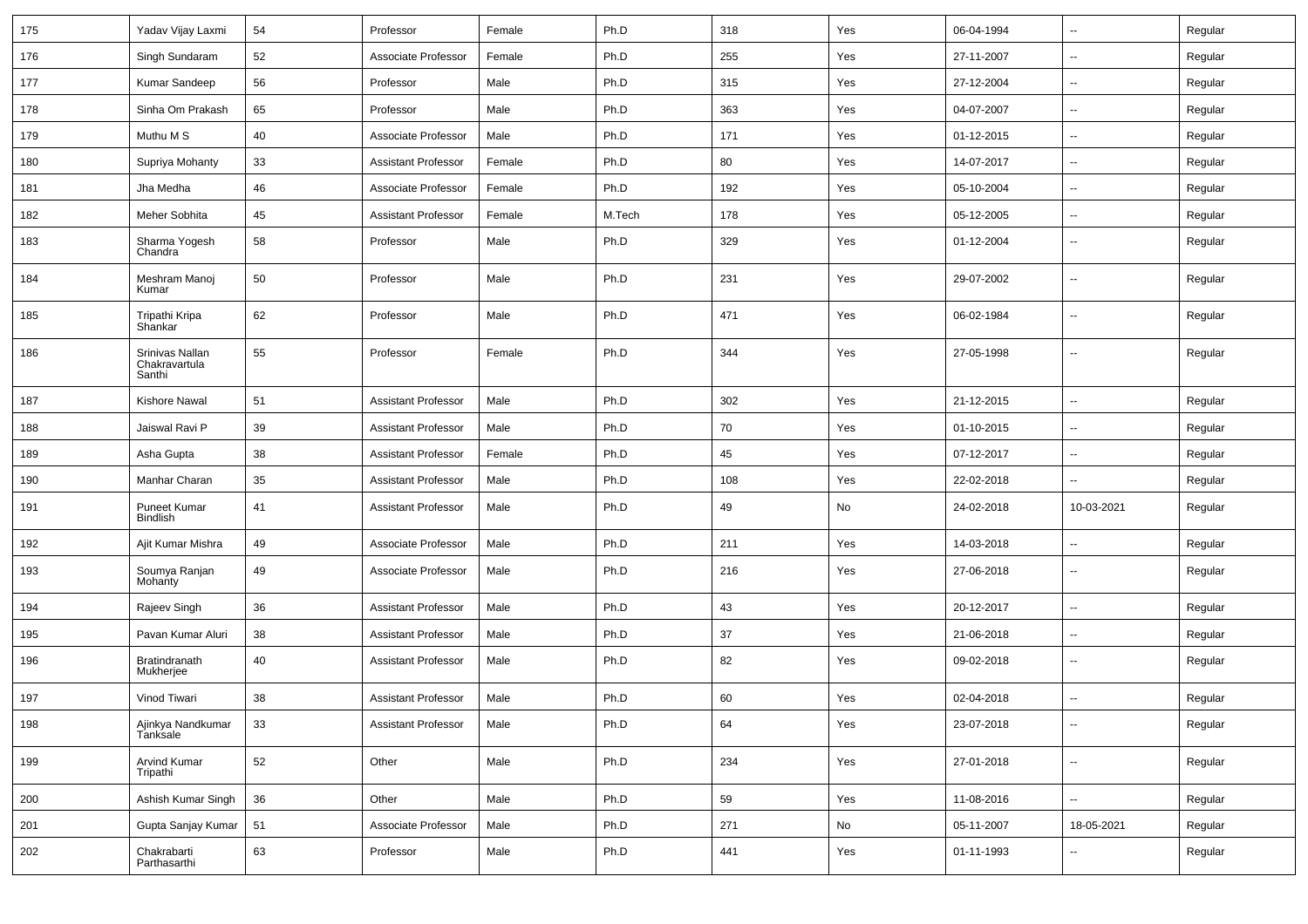| 175 | Yadav Vijay Laxmi | 54 | Professor | Female | Ph.D | 318 | Yes | 06-04-1994 | -- | Regular |
|---|---|---|---|---|---|---|---|---|---|---|
| 176 | Singh Sundaram | 52 | Associate Professor | Female | Ph.D | 255 | Yes | 27-11-2007 | -- | Regular |
| 177 | Kumar Sandeep | 56 | Professor | Male | Ph.D | 315 | Yes | 27-12-2004 | -- | Regular |
| 178 | Sinha Om Prakash | 65 | Professor | Male | Ph.D | 363 | Yes | 04-07-2007 | -- | Regular |
| 179 | Muthu M S | 40 | Associate Professor | Male | Ph.D | 171 | Yes | 01-12-2015 | -- | Regular |
| 180 | Supriya Mohanty | 33 | Assistant Professor | Female | Ph.D | 80 | Yes | 14-07-2017 | -- | Regular |
| 181 | Jha Medha | 46 | Associate Professor | Female | Ph.D | 192 | Yes | 05-10-2004 | -- | Regular |
| 182 | Meher Sobhita | 45 | Assistant Professor | Female | M.Tech | 178 | Yes | 05-12-2005 | -- | Regular |
| 183 | Sharma Yogesh Chandra | 58 | Professor | Male | Ph.D | 329 | Yes | 01-12-2004 | -- | Regular |
| 184 | Meshram Manoj Kumar | 50 | Professor | Male | Ph.D | 231 | Yes | 29-07-2002 | -- | Regular |
| 185 | Tripathi Kripa Shankar | 62 | Professor | Male | Ph.D | 471 | Yes | 06-02-1984 | -- | Regular |
| 186 | Srinivas Nallan Chakravartula Santhi | 55 | Professor | Female | Ph.D | 344 | Yes | 27-05-1998 | -- | Regular |
| 187 | Kishore Nawal | 51 | Assistant Professor | Male | Ph.D | 302 | Yes | 21-12-2015 | -- | Regular |
| 188 | Jaiswal Ravi P | 39 | Assistant Professor | Male | Ph.D | 70 | Yes | 01-10-2015 | -- | Regular |
| 189 | Asha Gupta | 38 | Assistant Professor | Female | Ph.D | 45 | Yes | 07-12-2017 | -- | Regular |
| 190 | Manhar Charan | 35 | Assistant Professor | Male | Ph.D | 108 | Yes | 22-02-2018 | -- | Regular |
| 191 | Puneet Kumar Bindlish | 41 | Assistant Professor | Male | Ph.D | 49 | No | 24-02-2018 | 10-03-2021 | Regular |
| 192 | Ajit Kumar Mishra | 49 | Associate Professor | Male | Ph.D | 211 | Yes | 14-03-2018 | -- | Regular |
| 193 | Soumya Ranjan Mohanty | 49 | Associate Professor | Male | Ph.D | 216 | Yes | 27-06-2018 | -- | Regular |
| 194 | Rajeev Singh | 36 | Assistant Professor | Male | Ph.D | 43 | Yes | 20-12-2017 | -- | Regular |
| 195 | Pavan Kumar Aluri | 38 | Assistant Professor | Male | Ph.D | 37 | Yes | 21-06-2018 | -- | Regular |
| 196 | Bratindranath Mukherjee | 40 | Assistant Professor | Male | Ph.D | 82 | Yes | 09-02-2018 | -- | Regular |
| 197 | Vinod Tiwari | 38 | Assistant Professor | Male | Ph.D | 60 | Yes | 02-04-2018 | -- | Regular |
| 198 | Ajinkya Nandkumar Tanksale | 33 | Assistant Professor | Male | Ph.D | 64 | Yes | 23-07-2018 | -- | Regular |
| 199 | Arvind Kumar Tripathi | 52 | Other | Male | Ph.D | 234 | Yes | 27-01-2018 | -- | Regular |
| 200 | Ashish Kumar Singh | 36 | Other | Male | Ph.D | 59 | Yes | 11-08-2016 | -- | Regular |
| 201 | Gupta Sanjay Kumar | 51 | Associate Professor | Male | Ph.D | 271 | No | 05-11-2007 | 18-05-2021 | Regular |
| 202 | Chakrabarti Parthasarthi | 63 | Professor | Male | Ph.D | 441 | Yes | 01-11-1993 | -- | Regular |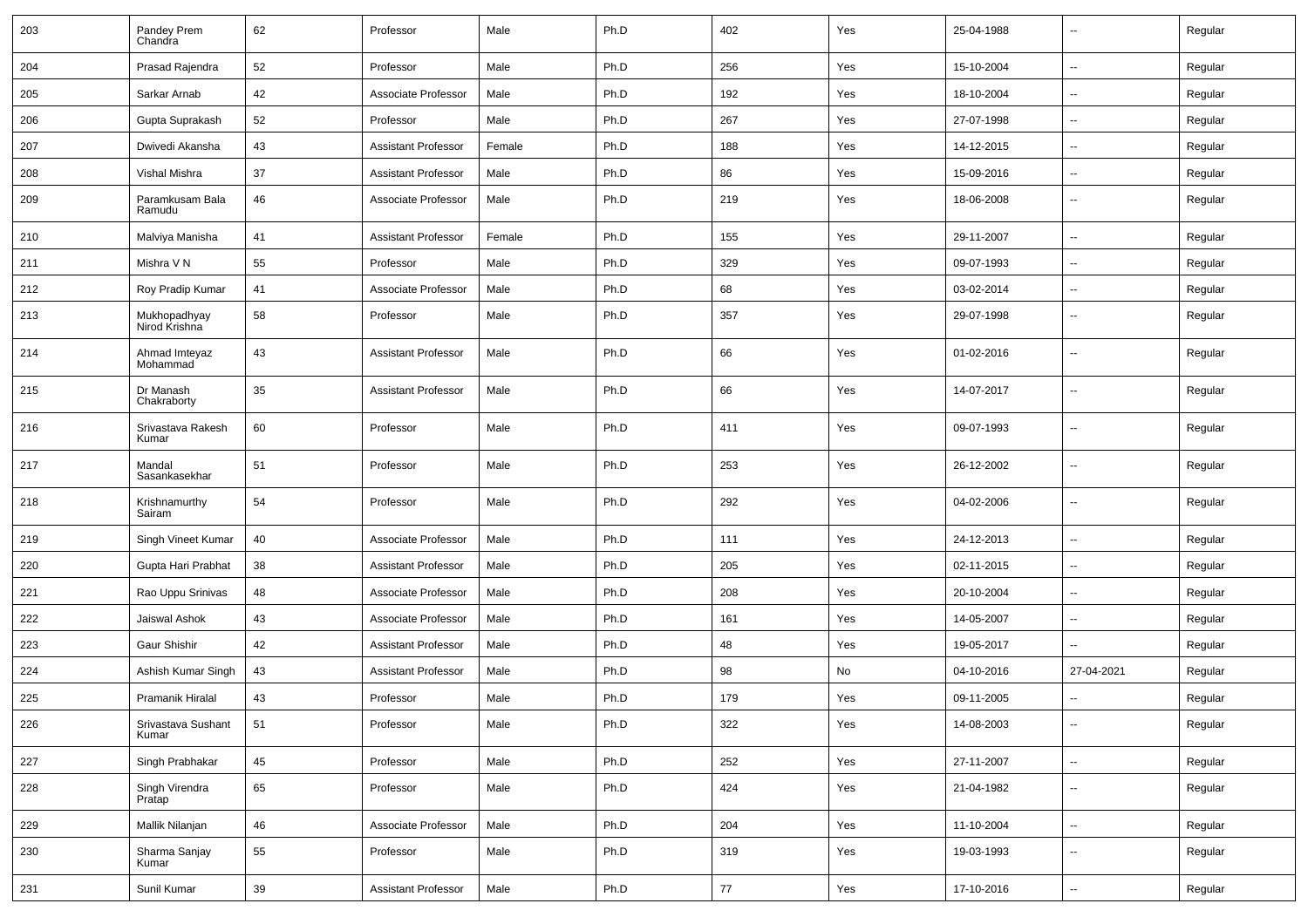| 203 | Pandey Prem Chandra | 62 | Professor | Male | Ph.D | 402 | Yes | 25-04-1988 | -- | Regular |
|---|---|---|---|---|---|---|---|---|---|---|
| 204 | Prasad Rajendra | 52 | Professor | Male | Ph.D | 256 | Yes | 15-10-2004 | -- | Regular |
| 205 | Sarkar Arnab | 42 | Associate Professor | Male | Ph.D | 192 | Yes | 18-10-2004 | -- | Regular |
| 206 | Gupta Suprakash | 52 | Professor | Male | Ph.D | 267 | Yes | 27-07-1998 | -- | Regular |
| 207 | Dwivedi Akansha | 43 | Assistant Professor | Female | Ph.D | 188 | Yes | 14-12-2015 | -- | Regular |
| 208 | Vishal Mishra | 37 | Assistant Professor | Male | Ph.D | 86 | Yes | 15-09-2016 | -- | Regular |
| 209 | Paramkusam Bala Ramudu | 46 | Associate Professor | Male | Ph.D | 219 | Yes | 18-06-2008 | -- | Regular |
| 210 | Malviya Manisha | 41 | Assistant Professor | Female | Ph.D | 155 | Yes | 29-11-2007 | -- | Regular |
| 211 | Mishra V N | 55 | Professor | Male | Ph.D | 329 | Yes | 09-07-1993 | -- | Regular |
| 212 | Roy Pradip Kumar | 41 | Associate Professor | Male | Ph.D | 68 | Yes | 03-02-2014 | -- | Regular |
| 213 | Mukhopadhyay Nirod Krishna | 58 | Professor | Male | Ph.D | 357 | Yes | 29-07-1998 | -- | Regular |
| 214 | Ahmad Imteyaz Mohammad | 43 | Assistant Professor | Male | Ph.D | 66 | Yes | 01-02-2016 | -- | Regular |
| 215 | Dr Manash Chakraborty | 35 | Assistant Professor | Male | Ph.D | 66 | Yes | 14-07-2017 | -- | Regular |
| 216 | Srivastava Rakesh Kumar | 60 | Professor | Male | Ph.D | 411 | Yes | 09-07-1993 | -- | Regular |
| 217 | Mandal Sasankasekhar | 51 | Professor | Male | Ph.D | 253 | Yes | 26-12-2002 | -- | Regular |
| 218 | Krishnamurthy Sairam | 54 | Professor | Male | Ph.D | 292 | Yes | 04-02-2006 | -- | Regular |
| 219 | Singh Vineet Kumar | 40 | Associate Professor | Male | Ph.D | 111 | Yes | 24-12-2013 | -- | Regular |
| 220 | Gupta Hari Prabhat | 38 | Assistant Professor | Male | Ph.D | 205 | Yes | 02-11-2015 | -- | Regular |
| 221 | Rao Uppu Srinivas | 48 | Associate Professor | Male | Ph.D | 208 | Yes | 20-10-2004 | -- | Regular |
| 222 | Jaiswal Ashok | 43 | Associate Professor | Male | Ph.D | 161 | Yes | 14-05-2007 | -- | Regular |
| 223 | Gaur Shishir | 42 | Assistant Professor | Male | Ph.D | 48 | Yes | 19-05-2017 | -- | Regular |
| 224 | Ashish Kumar Singh | 43 | Assistant Professor | Male | Ph.D | 98 | No | 04-10-2016 | 27-04-2021 | Regular |
| 225 | Pramanik Hiralal | 43 | Professor | Male | Ph.D | 179 | Yes | 09-11-2005 | -- | Regular |
| 226 | Srivastava Sushant Kumar | 51 | Professor | Male | Ph.D | 322 | Yes | 14-08-2003 | -- | Regular |
| 227 | Singh Prabhakar | 45 | Professor | Male | Ph.D | 252 | Yes | 27-11-2007 | -- | Regular |
| 228 | Singh Virendra Pratap | 65 | Professor | Male | Ph.D | 424 | Yes | 21-04-1982 | -- | Regular |
| 229 | Mallik Nilanjan | 46 | Associate Professor | Male | Ph.D | 204 | Yes | 11-10-2004 | -- | Regular |
| 230 | Sharma Sanjay Kumar | 55 | Professor | Male | Ph.D | 319 | Yes | 19-03-1993 | -- | Regular |
| 231 | Sunil Kumar | 39 | Assistant Professor | Male | Ph.D | 77 | Yes | 17-10-2016 | -- | Regular |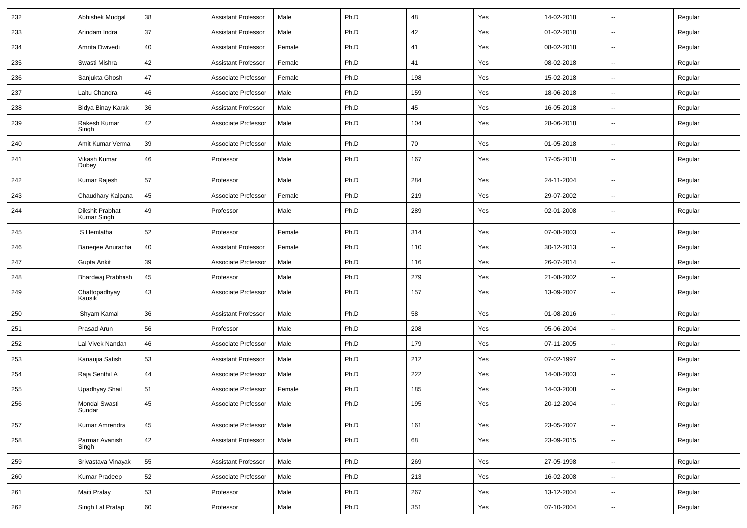| 232 | Abhishek Mudgal | 38 | Assistant Professor | Male | Ph.D | 48 | Yes | 14-02-2018 | -- | Regular |
|---|---|---|---|---|---|---|---|---|---|---|
| 233 | Arindam Indra | 37 | Assistant Professor | Male | Ph.D | 42 | Yes | 01-02-2018 | -- | Regular |
| 234 | Amrita Dwivedi | 40 | Assistant Professor | Female | Ph.D | 41 | Yes | 08-02-2018 | -- | Regular |
| 235 | Swasti Mishra | 42 | Assistant Professor | Female | Ph.D | 41 | Yes | 08-02-2018 | -- | Regular |
| 236 | Sanjukta Ghosh | 47 | Associate Professor | Female | Ph.D | 198 | Yes | 15-02-2018 | -- | Regular |
| 237 | Laltu Chandra | 46 | Associate Professor | Male | Ph.D | 159 | Yes | 18-06-2018 | -- | Regular |
| 238 | Bidya Binay Karak | 36 | Assistant Professor | Male | Ph.D | 45 | Yes | 16-05-2018 | -- | Regular |
| 239 | Rakesh Kumar Singh | 42 | Associate Professor | Male | Ph.D | 104 | Yes | 28-06-2018 | -- | Regular |
| 240 | Amit Kumar Verma | 39 | Associate Professor | Male | Ph.D | 70 | Yes | 01-05-2018 | -- | Regular |
| 241 | Vikash Kumar Dubey | 46 | Professor | Male | Ph.D | 167 | Yes | 17-05-2018 | -- | Regular |
| 242 | Kumar Rajesh | 57 | Professor | Male | Ph.D | 284 | Yes | 24-11-2004 | -- | Regular |
| 243 | Chaudhary Kalpana | 45 | Associate Professor | Female | Ph.D | 219 | Yes | 29-07-2002 | -- | Regular |
| 244 | Dikshit Prabhat Kumar Singh | 49 | Professor | Male | Ph.D | 289 | Yes | 02-01-2008 | -- | Regular |
| 245 | S Hemlatha | 52 | Professor | Female | Ph.D | 314 | Yes | 07-08-2003 | -- | Regular |
| 246 | Banerjee Anuradha | 40 | Assistant Professor | Female | Ph.D | 110 | Yes | 30-12-2013 | -- | Regular |
| 247 | Gupta Ankit | 39 | Associate Professor | Male | Ph.D | 116 | Yes | 26-07-2014 | -- | Regular |
| 248 | Bhardwaj Prabhash | 45 | Professor | Male | Ph.D | 279 | Yes | 21-08-2002 | -- | Regular |
| 249 | Chattopadhyay Kausik | 43 | Associate Professor | Male | Ph.D | 157 | Yes | 13-09-2007 | -- | Regular |
| 250 | Shyam Kamal | 36 | Assistant Professor | Male | Ph.D | 58 | Yes | 01-08-2016 | -- | Regular |
| 251 | Prasad Arun | 56 | Professor | Male | Ph.D | 208 | Yes | 05-06-2004 | -- | Regular |
| 252 | Lal Vivek Nandan | 46 | Associate Professor | Male | Ph.D | 179 | Yes | 07-11-2005 | -- | Regular |
| 253 | Kanaujia Satish | 53 | Assistant Professor | Male | Ph.D | 212 | Yes | 07-02-1997 | -- | Regular |
| 254 | Raja Senthil A | 44 | Associate Professor | Male | Ph.D | 222 | Yes | 14-08-2003 | -- | Regular |
| 255 | Upadhyay Shail | 51 | Associate Professor | Female | Ph.D | 185 | Yes | 14-03-2008 | -- | Regular |
| 256 | Mondal Swasti Sundar | 45 | Associate Professor | Male | Ph.D | 195 | Yes | 20-12-2004 | -- | Regular |
| 257 | Kumar Amrendra | 45 | Associate Professor | Male | Ph.D | 161 | Yes | 23-05-2007 | -- | Regular |
| 258 | Parmar Avanish Singh | 42 | Assistant Professor | Male | Ph.D | 68 | Yes | 23-09-2015 | -- | Regular |
| 259 | Srivastava Vinayak | 55 | Assistant Professor | Male | Ph.D | 269 | Yes | 27-05-1998 | -- | Regular |
| 260 | Kumar Pradeep | 52 | Associate Professor | Male | Ph.D | 213 | Yes | 16-02-2008 | -- | Regular |
| 261 | Maiti Pralay | 53 | Professor | Male | Ph.D | 267 | Yes | 13-12-2004 | -- | Regular |
| 262 | Singh Lal Pratap | 60 | Professor | Male | Ph.D | 351 | Yes | 07-10-2004 | -- | Regular |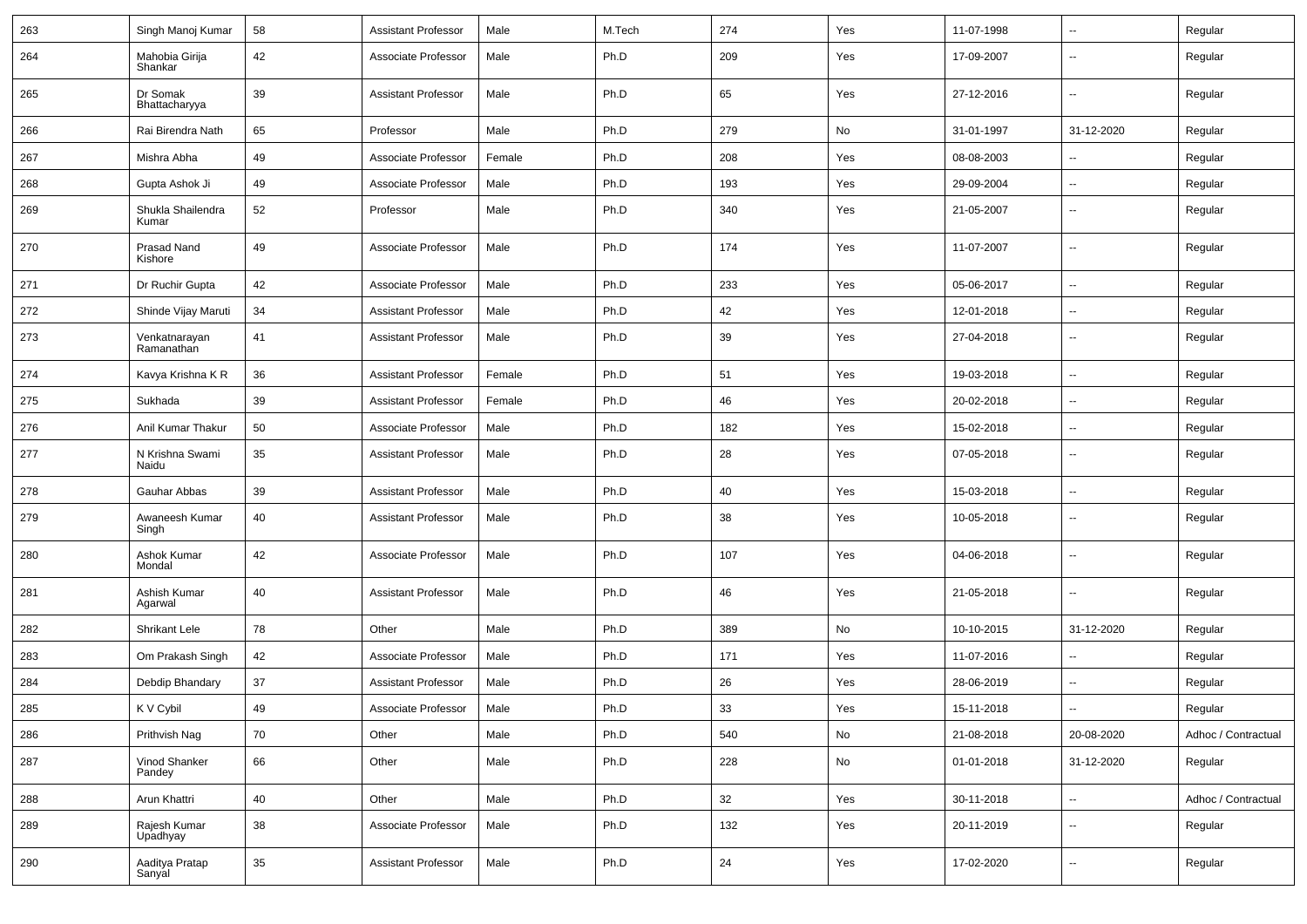| 263 | Singh Manoj Kumar | 58 | Assistant Professor | Male | M.Tech | 274 | Yes | 11-07-1998 | -- | Regular |
|---|---|---|---|---|---|---|---|---|---|---|
| 264 | Mahobia Girija Shankar | 42 | Associate Professor | Male | Ph.D | 209 | Yes | 17-09-2007 | -- | Regular |
| 265 | Dr Somak Bhattacharyya | 39 | Assistant Professor | Male | Ph.D | 65 | Yes | 27-12-2016 | -- | Regular |
| 266 | Rai Birendra Nath | 65 | Professor | Male | Ph.D | 279 | No | 31-01-1997 | 31-12-2020 | Regular |
| 267 | Mishra Abha | 49 | Associate Professor | Female | Ph.D | 208 | Yes | 08-08-2003 | -- | Regular |
| 268 | Gupta Ashok Ji | 49 | Associate Professor | Male | Ph.D | 193 | Yes | 29-09-2004 | -- | Regular |
| 269 | Shukla Shailendra Kumar | 52 | Professor | Male | Ph.D | 340 | Yes | 21-05-2007 | -- | Regular |
| 270 | Prasad Nand Kishore | 49 | Associate Professor | Male | Ph.D | 174 | Yes | 11-07-2007 | -- | Regular |
| 271 | Dr Ruchir Gupta | 42 | Associate Professor | Male | Ph.D | 233 | Yes | 05-06-2017 | -- | Regular |
| 272 | Shinde Vijay Maruti | 34 | Assistant Professor | Male | Ph.D | 42 | Yes | 12-01-2018 | -- | Regular |
| 273 | Venkatnarayan Ramanathan | 41 | Assistant Professor | Male | Ph.D | 39 | Yes | 27-04-2018 | -- | Regular |
| 274 | Kavya Krishna K R | 36 | Assistant Professor | Female | Ph.D | 51 | Yes | 19-03-2018 | -- | Regular |
| 275 | Sukhada | 39 | Assistant Professor | Female | Ph.D | 46 | Yes | 20-02-2018 | -- | Regular |
| 276 | Anil Kumar Thakur | 50 | Associate Professor | Male | Ph.D | 182 | Yes | 15-02-2018 | -- | Regular |
| 277 | N Krishna Swami Naidu | 35 | Assistant Professor | Male | Ph.D | 28 | Yes | 07-05-2018 | -- | Regular |
| 278 | Gauhar Abbas | 39 | Assistant Professor | Male | Ph.D | 40 | Yes | 15-03-2018 | -- | Regular |
| 279 | Awaneesh Kumar Singh | 40 | Assistant Professor | Male | Ph.D | 38 | Yes | 10-05-2018 | -- | Regular |
| 280 | Ashok Kumar Mondal | 42 | Associate Professor | Male | Ph.D | 107 | Yes | 04-06-2018 | -- | Regular |
| 281 | Ashish Kumar Agarwal | 40 | Assistant Professor | Male | Ph.D | 46 | Yes | 21-05-2018 | -- | Regular |
| 282 | Shrikant Lele | 78 | Other | Male | Ph.D | 389 | No | 10-10-2015 | 31-12-2020 | Regular |
| 283 | Om Prakash Singh | 42 | Associate Professor | Male | Ph.D | 171 | Yes | 11-07-2016 | -- | Regular |
| 284 | Debdip Bhandary | 37 | Assistant Professor | Male | Ph.D | 26 | Yes | 28-06-2019 | -- | Regular |
| 285 | K V Cybil | 49 | Associate Professor | Male | Ph.D | 33 | Yes | 15-11-2018 | -- | Regular |
| 286 | Prithvish Nag | 70 | Other | Male | Ph.D | 540 | No | 21-08-2018 | 20-08-2020 | Adhoc / Contractual |
| 287 | Vinod Shanker Pandey | 66 | Other | Male | Ph.D | 228 | No | 01-01-2018 | 31-12-2020 | Regular |
| 288 | Arun Khattri | 40 | Other | Male | Ph.D | 32 | Yes | 30-11-2018 | -- | Adhoc / Contractual |
| 289 | Rajesh Kumar Upadhyay | 38 | Associate Professor | Male | Ph.D | 132 | Yes | 20-11-2019 | -- | Regular |
| 290 | Aaditya Pratap Sanyal | 35 | Assistant Professor | Male | Ph.D | 24 | Yes | 17-02-2020 | -- | Regular |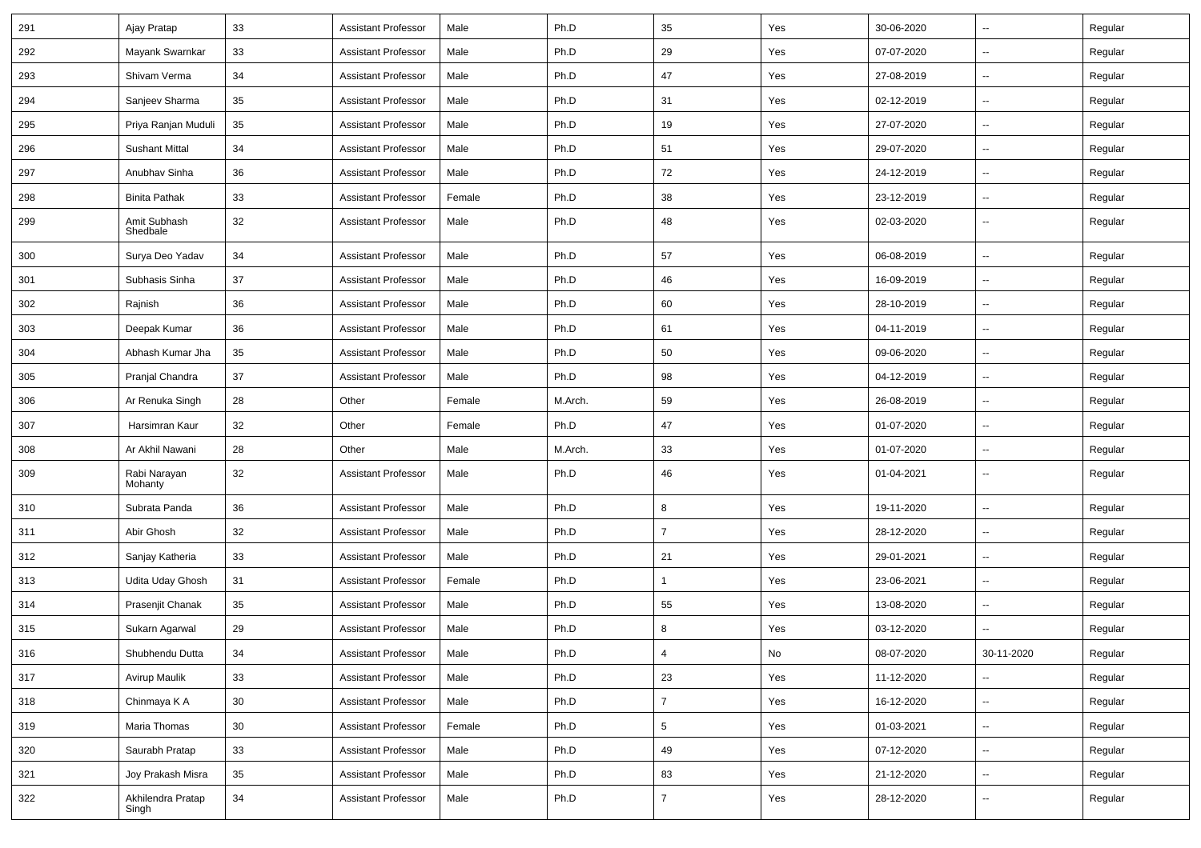| 291 | Ajay Pratap | 33 | Assistant Professor | Male | Ph.D | 35 | Yes | 30-06-2020 | -- | Regular |
|---|---|---|---|---|---|---|---|---|---|---|
| 292 | Mayank Swarnkar | 33 | Assistant Professor | Male | Ph.D | 29 | Yes | 07-07-2020 | -- | Regular |
| 293 | Shivam Verma | 34 | Assistant Professor | Male | Ph.D | 47 | Yes | 27-08-2019 | -- | Regular |
| 294 | Sanjeev Sharma | 35 | Assistant Professor | Male | Ph.D | 31 | Yes | 02-12-2019 | -- | Regular |
| 295 | Priya Ranjan Muduli | 35 | Assistant Professor | Male | Ph.D | 19 | Yes | 27-07-2020 | -- | Regular |
| 296 | Sushant Mittal | 34 | Assistant Professor | Male | Ph.D | 51 | Yes | 29-07-2020 | -- | Regular |
| 297 | Anubhav Sinha | 36 | Assistant Professor | Male | Ph.D | 72 | Yes | 24-12-2019 | -- | Regular |
| 298 | Binita Pathak | 33 | Assistant Professor | Female | Ph.D | 38 | Yes | 23-12-2019 | -- | Regular |
| 299 | Amit Subhash Shedbale | 32 | Assistant Professor | Male | Ph.D | 48 | Yes | 02-03-2020 | -- | Regular |
| 300 | Surya Deo Yadav | 34 | Assistant Professor | Male | Ph.D | 57 | Yes | 06-08-2019 | -- | Regular |
| 301 | Subhasis Sinha | 37 | Assistant Professor | Male | Ph.D | 46 | Yes | 16-09-2019 | -- | Regular |
| 302 | Rajnish | 36 | Assistant Professor | Male | Ph.D | 60 | Yes | 28-10-2019 | -- | Regular |
| 303 | Deepak Kumar | 36 | Assistant Professor | Male | Ph.D | 61 | Yes | 04-11-2019 | -- | Regular |
| 304 | Abhash Kumar Jha | 35 | Assistant Professor | Male | Ph.D | 50 | Yes | 09-06-2020 | -- | Regular |
| 305 | Pranjal Chandra | 37 | Assistant Professor | Male | Ph.D | 98 | Yes | 04-12-2019 | -- | Regular |
| 306 | Ar Renuka Singh | 28 | Other | Female | M.Arch. | 59 | Yes | 26-08-2019 | -- | Regular |
| 307 | Harsimran Kaur | 32 | Other | Female | Ph.D | 47 | Yes | 01-07-2020 | -- | Regular |
| 308 | Ar Akhil Nawani | 28 | Other | Male | M.Arch. | 33 | Yes | 01-07-2020 | -- | Regular |
| 309 | Rabi Narayan Mohanty | 32 | Assistant Professor | Male | Ph.D | 46 | Yes | 01-04-2021 | -- | Regular |
| 310 | Subrata Panda | 36 | Assistant Professor | Male | Ph.D | 8 | Yes | 19-11-2020 | -- | Regular |
| 311 | Abir Ghosh | 32 | Assistant Professor | Male | Ph.D | 7 | Yes | 28-12-2020 | -- | Regular |
| 312 | Sanjay Katheria | 33 | Assistant Professor | Male | Ph.D | 21 | Yes | 29-01-2021 | -- | Regular |
| 313 | Udita Uday Ghosh | 31 | Assistant Professor | Female | Ph.D | 1 | Yes | 23-06-2021 | -- | Regular |
| 314 | Prasenjit Chanak | 35 | Assistant Professor | Male | Ph.D | 55 | Yes | 13-08-2020 | -- | Regular |
| 315 | Sukarn Agarwal | 29 | Assistant Professor | Male | Ph.D | 8 | Yes | 03-12-2020 | -- | Regular |
| 316 | Shubhendu Dutta | 34 | Assistant Professor | Male | Ph.D | 4 | No | 08-07-2020 | 30-11-2020 | Regular |
| 317 | Avirup Maulik | 33 | Assistant Professor | Male | Ph.D | 23 | Yes | 11-12-2020 | -- | Regular |
| 318 | Chinmaya K A | 30 | Assistant Professor | Male | Ph.D | 7 | Yes | 16-12-2020 | -- | Regular |
| 319 | Maria Thomas | 30 | Assistant Professor | Female | Ph.D | 5 | Yes | 01-03-2021 | -- | Regular |
| 320 | Saurabh Pratap | 33 | Assistant Professor | Male | Ph.D | 49 | Yes | 07-12-2020 | -- | Regular |
| 321 | Joy Prakash Misra | 35 | Assistant Professor | Male | Ph.D | 83 | Yes | 21-12-2020 | -- | Regular |
| 322 | Akhilendra Pratap Singh | 34 | Assistant Professor | Male | Ph.D | 7 | Yes | 28-12-2020 | -- | Regular |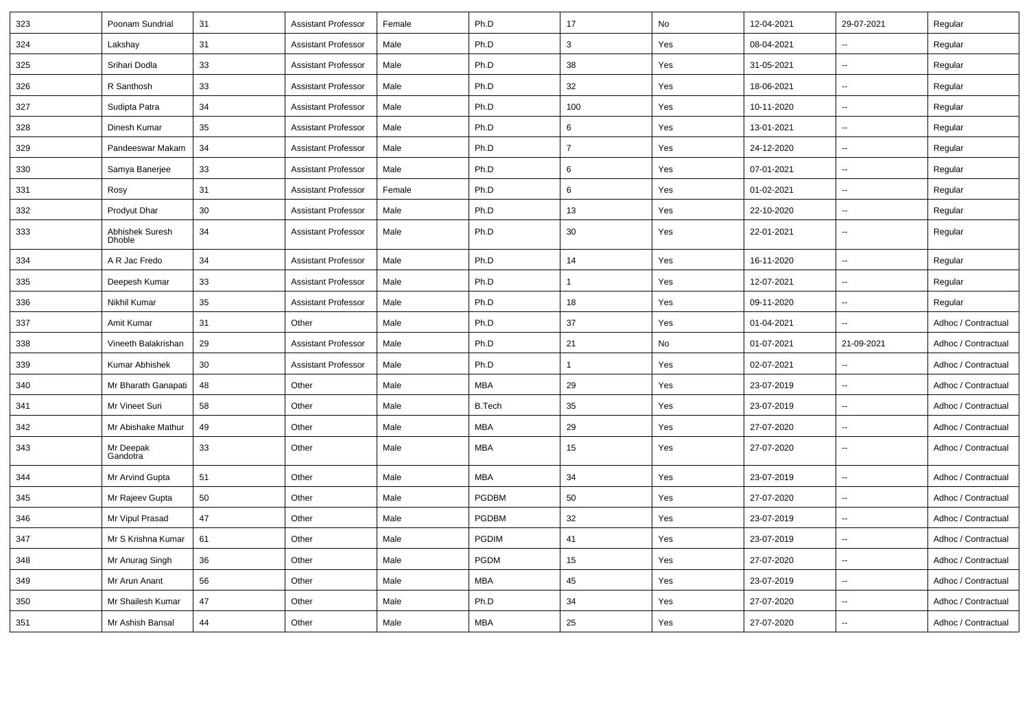| | | | | | | | | | | |
|---|---|---|---|---|---|---|---|---|---|---|
| 323 | Poonam Sundrial | 31 | Assistant Professor | Female | Ph.D | 17 | No | 12-04-2021 | 29-07-2021 | Regular |
| 324 | Lakshay | 31 | Assistant Professor | Male | Ph.D | 3 | Yes | 08-04-2021 | -- | Regular |
| 325 | Srihari Dodla | 33 | Assistant Professor | Male | Ph.D | 38 | Yes | 31-05-2021 | -- | Regular |
| 326 | R Santhosh | 33 | Assistant Professor | Male | Ph.D | 32 | Yes | 18-06-2021 | -- | Regular |
| 327 | Sudipta Patra | 34 | Assistant Professor | Male | Ph.D | 100 | Yes | 10-11-2020 | -- | Regular |
| 328 | Dinesh Kumar | 35 | Assistant Professor | Male | Ph.D | 6 | Yes | 13-01-2021 | -- | Regular |
| 329 | Pandeeswar Makam | 34 | Assistant Professor | Male | Ph.D | 7 | Yes | 24-12-2020 | -- | Regular |
| 330 | Samya Banerjee | 33 | Assistant Professor | Male | Ph.D | 6 | Yes | 07-01-2021 | -- | Regular |
| 331 | Rosy | 31 | Assistant Professor | Female | Ph.D | 6 | Yes | 01-02-2021 | -- | Regular |
| 332 | Prodyut Dhar | 30 | Assistant Professor | Male | Ph.D | 13 | Yes | 22-10-2020 | -- | Regular |
| 333 | Abhishek Suresh Dhoble | 34 | Assistant Professor | Male | Ph.D | 30 | Yes | 22-01-2021 | -- | Regular |
| 334 | A R Jac Fredo | 34 | Assistant Professor | Male | Ph.D | 14 | Yes | 16-11-2020 | -- | Regular |
| 335 | Deepesh Kumar | 33 | Assistant Professor | Male | Ph.D | 1 | Yes | 12-07-2021 | -- | Regular |
| 336 | Nikhil Kumar | 35 | Assistant Professor | Male | Ph.D | 18 | Yes | 09-11-2020 | -- | Regular |
| 337 | Amit Kumar | 31 | Other | Male | Ph.D | 37 | Yes | 01-04-2021 | -- | Adhoc / Contractual |
| 338 | Vineeth Balakrishan | 29 | Assistant Professor | Male | Ph.D | 21 | No | 01-07-2021 | 21-09-2021 | Adhoc / Contractual |
| 339 | Kumar Abhishek | 30 | Assistant Professor | Male | Ph.D | 1 | Yes | 02-07-2021 | -- | Adhoc / Contractual |
| 340 | Mr Bharath Ganapati | 48 | Other | Male | MBA | 29 | Yes | 23-07-2019 | -- | Adhoc / Contractual |
| 341 | Mr Vineet Suri | 58 | Other | Male | B.Tech | 35 | Yes | 23-07-2019 | -- | Adhoc / Contractual |
| 342 | Mr Abishake Mathur | 49 | Other | Male | MBA | 29 | Yes | 27-07-2020 | -- | Adhoc / Contractual |
| 343 | Mr Deepak Gandotra | 33 | Other | Male | MBA | 15 | Yes | 27-07-2020 | -- | Adhoc / Contractual |
| 344 | Mr Arvind Gupta | 51 | Other | Male | MBA | 34 | Yes | 23-07-2019 | -- | Adhoc / Contractual |
| 345 | Mr Rajeev Gupta | 50 | Other | Male | PGDBM | 50 | Yes | 27-07-2020 | -- | Adhoc / Contractual |
| 346 | Mr Vipul Prasad | 47 | Other | Male | PGDBM | 32 | Yes | 23-07-2019 | -- | Adhoc / Contractual |
| 347 | Mr S Krishna Kumar | 61 | Other | Male | PGDIM | 41 | Yes | 23-07-2019 | -- | Adhoc / Contractual |
| 348 | Mr Anurag Singh | 36 | Other | Male | PGDM | 15 | Yes | 27-07-2020 | -- | Adhoc / Contractual |
| 349 | Mr Arun Anant | 56 | Other | Male | MBA | 45 | Yes | 23-07-2019 | -- | Adhoc / Contractual |
| 350 | Mr Shailesh Kumar | 47 | Other | Male | Ph.D | 34 | Yes | 27-07-2020 | -- | Adhoc / Contractual |
| 351 | Mr Ashish Bansal | 44 | Other | Male | MBA | 25 | Yes | 27-07-2020 | -- | Adhoc / Contractual |